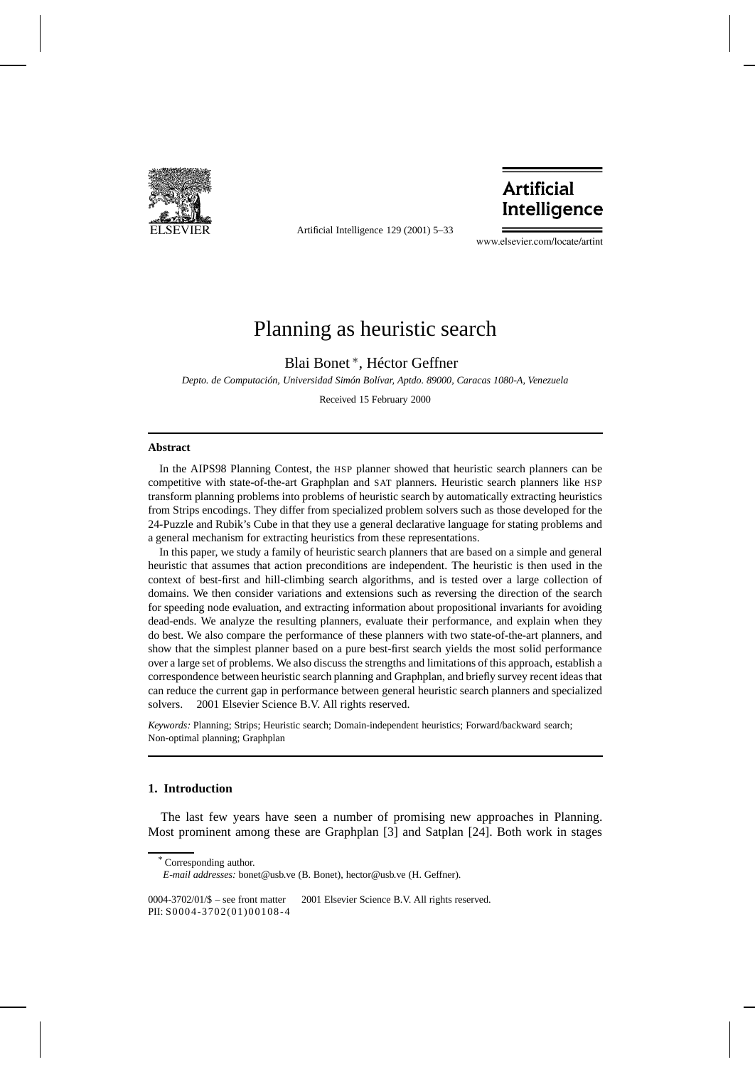# Planning as heuristic search

Blai Bonet *, Héctor Geffner

*Depto. de Computación, Universidad Simón Bolívar, Aptdo. 89000, Caracas 1080-A, Venezuela*

Received 15 February 2000

## Abstract

In the AIPS98 Planning Contest, the HSP planner showed that heuristic search planners can be competitive with state-of-the-art Graphplan and SAT planners. Heuristic search planners like HSP transform planning problems into problems of heuristic search by automatically extracting heuristics from Strips encodings. They differ from specialized problem solvers such as those developed for the 24-Puzzle and Rubik's Cube in that they use a general declarative language for stating problems and a general mechanism for extracting heuristics from these representations.

In this paper, we study a family of heuristic search planners that are based on a simple and general heuristic that assumes that action preconditions are independent. The heuristic is then used in the context of best-first and hill-climbing search algorithms, and is tested over a large collection of domains. We then consider variations and extensions such as reversing the direction of the search for speeding node evaluation, and extracting information about propositional invariants for avoiding dead-ends. We analyze the resulting planners, evaluate their performance, and explain when they do best. We also compare the performance of these planners with two state-of-the-art planners, and show that the simplest planner based on a pure best-first search yields the most solid performance over a large set of problems. We also discuss the strengths and limitations of this approach, establish a correspondence between heuristic search planning and Graphplan, and briefly survey recent ideas that can reduce the current gap in performance between general heuristic search planners and specialized solvers. © 2001 Elsevier Science B.V. All rights reserved.

*Keywords:* Planning; Strips; Heuristic search; Domain-independent heuristics; Forward/backward search; Non-optimal planning; Graphplan

## 1. Introduction

The last few years have seen a number of promising new approaches in Planning. Most prominent among these are Graphplan [3] and Satplan [24]. Both work in stages

---

* Corresponding author.
*E-mail addresses:* bonet@usb.ve (B. Bonet), hector@usb.ve (H. Geffner).

0004-3702/01/$ – see front matter © 2001 Elsevier Science B.V. All rights reserved.
PII: S0004-3702(01)00108-4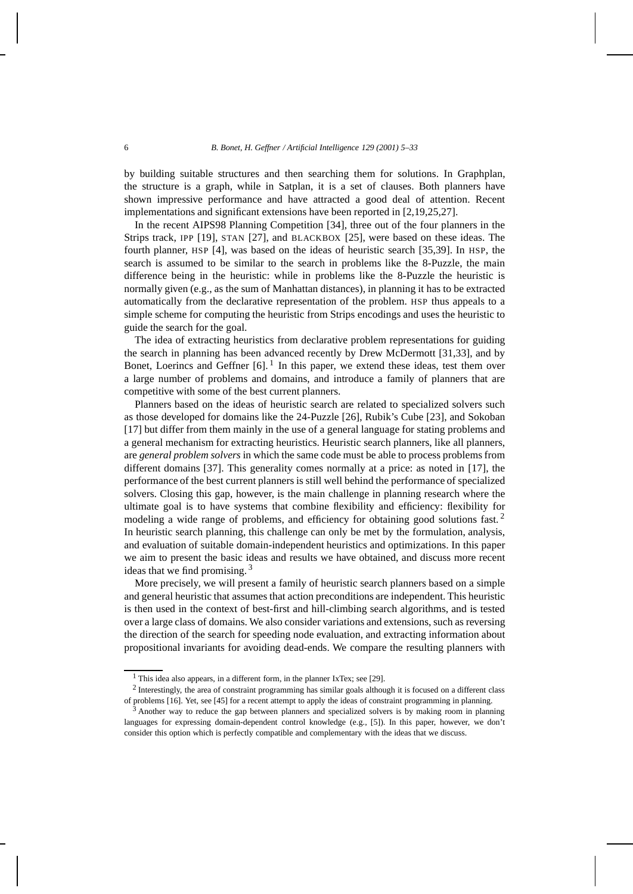by building suitable structures and then searching them for solutions. In Graphplan, the structure is a graph, while in Satplan, it is a set of clauses. Both planners have shown impressive performance and have attracted a good deal of attention. Recent implementations and significant extensions have been reported in [2,19,25,27].

In the recent AIPS98 Planning Competition [34], three out of the four planners in the Strips track, IPP [19], STAN [27], and BLACKBOX [25], were based on these ideas. The fourth planner, HSP [4], was based on the ideas of heuristic search [35,39]. In HSP, the search is assumed to be similar to the search in problems like the 8-Puzzle, the main difference being in the heuristic: while in problems like the 8-Puzzle the heuristic is normally given (e.g., as the sum of Manhattan distances), in planning it has to be extracted automatically from the declarative representation of the problem. HSP thus appeals to a simple scheme for computing the heuristic from Strips encodings and uses the heuristic to guide the search for the goal.

The idea of extracting heuristics from declarative problem representations for guiding the search in planning has been advanced recently by Drew McDermott [31,33], and by Bonet, Loerincs and Geffner [6].[1] In this paper, we extend these ideas, test them over a large number of problems and domains, and introduce a family of planners that are competitive with some of the best current planners.

Planners based on the ideas of heuristic search are related to specialized solvers such as those developed for domains like the 24-Puzzle [26], Rubik's Cube [23], and Sokoban [17] but differ from them mainly in the use of a general language for stating problems and a general mechanism for extracting heuristics. Heuristic search planners, like all planners, are *general problem solvers* in which the same code must be able to process problems from different domains [37]. This generality comes normally at a price: as noted in [17], the performance of the best current planners is still well behind the performance of specialized solvers. Closing this gap, however, is the main challenge in planning research where the ultimate goal is to have systems that combine flexibility and efficiency: flexibility for modeling a wide range of problems, and efficiency for obtaining good solutions fast.[2] In heuristic search planning, this challenge can only be met by the formulation, analysis, and evaluation of suitable domain-independent heuristics and optimizations. In this paper we aim to present the basic ideas and results we have obtained, and discuss more recent ideas that we find promising.[3]

More precisely, we will present a family of heuristic search planners based on a simple and general heuristic that assumes that action preconditions are independent. This heuristic is then used in the context of best-first and hill-climbing search algorithms, and is tested over a large class of domains. We also consider variations and extensions, such as reversing the direction of the search for speeding node evaluation, and extracting information about propositional invariants for avoiding dead-ends. We compare the resulting planners with

---

[1] This idea also appears, in a different form, in the planner IxTex; see [29].

[2] Interestingly, the area of constraint programming has similar goals although it is focused on a different class of problems [16]. Yet, see [45] for a recent attempt to apply the ideas of constraint programming in planning.

[3] Another way to reduce the gap between planners and specialized solvers is by making room in planning languages for expressing domain-dependent control knowledge (e.g., [5]). In this paper, however, we don't consider this option which is perfectly compatible and complementary with the ideas that we discuss.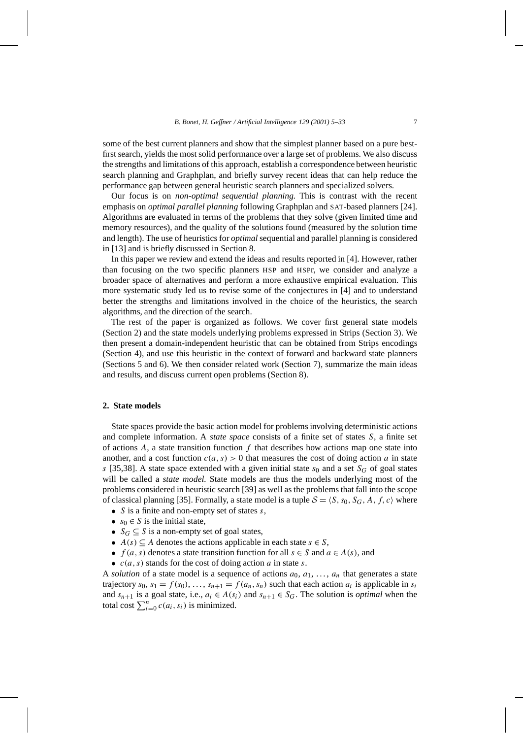some of the best current planners and show that the simplest planner based on a pure best-first search, yields the most solid performance over a large set of problems. We also discuss the strengths and limitations of this approach, establish a correspondence between heuristic search planning and Graphplan, and briefly survey recent ideas that can help reduce the performance gap between general heuristic search planners and specialized solvers.

Our focus is on *non-optimal sequential planning.* This is contrast with the recent emphasis on *optimal parallel planning* following Graphplan and SAT-based planners [24]. Algorithms are evaluated in terms of the problems that they solve (given limited time and memory resources), and the quality of the solutions found (measured by the solution time and length). The use of heuristics for *optimal* sequential and parallel planning is considered in [13] and is briefly discussed in Section 8.

In this paper we review and extend the ideas and results reported in [4]. However, rather than focusing on the two specific planners HSP and HSPr, we consider and analyze a broader space of alternatives and perform a more exhaustive empirical evaluation. This more systematic study led us to revise some of the conjectures in [4] and to understand better the strengths and limitations involved in the choice of the heuristics, the search algorithms, and the direction of the search.

The rest of the paper is organized as follows. We cover first general state models (Section 2) and the state models underlying problems expressed in Strips (Section 3). We then present a domain-independent heuristic that can be obtained from Strips encodings (Section 4), and use this heuristic in the context of forward and backward state planners (Sections 5 and 6). We then consider related work (Section 7), summarize the main ideas and results, and discuss current open problems (Section 8).

## 2. State models

State spaces provide the basic action model for problems involving deterministic actions and complete information. A *state space* consists of a finite set of states $S$, a finite set of actions $A$, a state transition function $f$ that describes how actions map one state into another, and a cost function $c(a, s) > 0$ that measures the cost of doing action $a$ in state $s$ [35,38]. A state space extended with a given initial state $s_0$ and a set $S_G$ of goal states will be called a *state model.* State models are thus the models underlying most of the problems considered in heuristic search [39] as well as the problems that fall into the scope of classical planning [35]. Formally, a state model is a tuple $\mathcal{S} = \langle S, s_0, S_G, A, f, c\rangle$ where

- $S$ is a finite and non-empty set of states $s$,
- $s_0 \in S$ is the initial state,
- $S_G \subseteq S$ is a non-empty set of goal states,
- $A(s) \subseteq A$ denotes the actions applicable in each state $s \in S$,
- $f(a, s)$ denotes a state transition function for all $s \in S$ and $a \in A(s)$, and
- $c(a, s)$ stands for the cost of doing action $a$ in state $s$.

A *solution* of a state model is a sequence of actions $a_0, a_1, \ldots, a_n$ that generates a state trajectory $s_0, s_1 = f(s_0), \ldots, s_{n+1} = f(a_n, s_n)$ such that each action $a_i$ is applicable in $s_i$ and $s_{n+1}$ is a goal state, i.e., $a_i \in A(s_i)$ and $s_{n+1} \in S_G$. The solution is *optimal* when the total cost $\sum_{i=0}^{n} c(a_i, s_i)$ is minimized.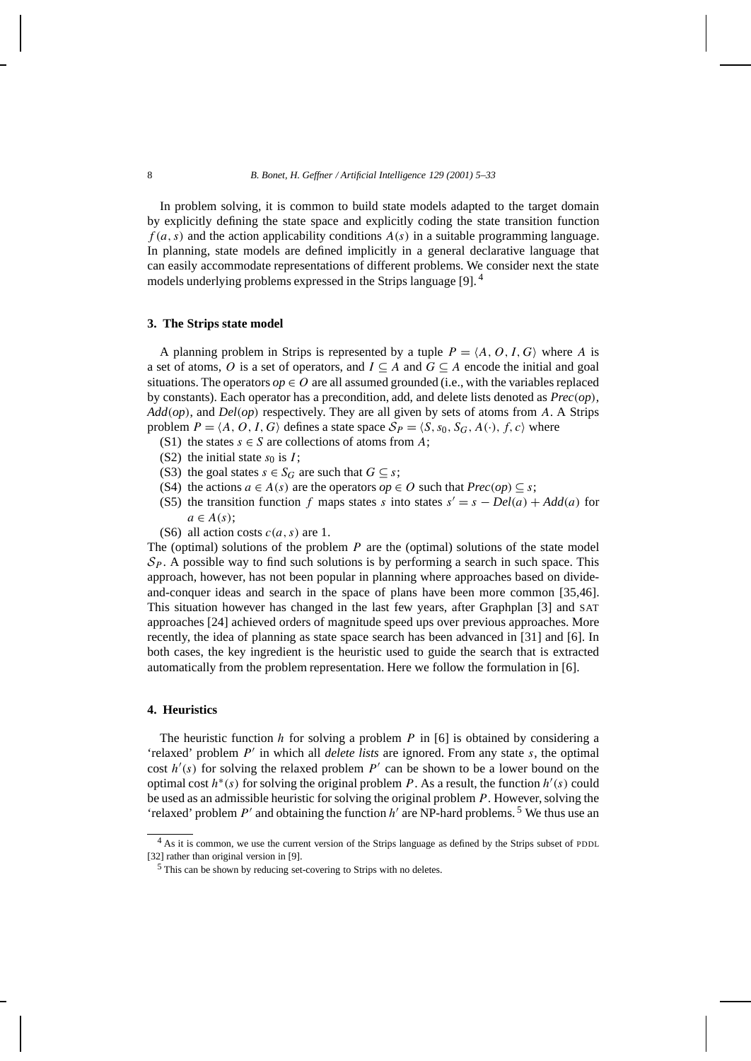In problem solving, it is common to build state models adapted to the target domain by explicitly defining the state space and explicitly coding the state transition function $f(a, s)$ and the action applicability conditions $A(s)$ in a suitable programming language. In planning, state models are defined implicitly in a general declarative language that can easily accommodate representations of different problems. We consider next the state models underlying problems expressed in the Strips language [9]. [4]

## 3. The Strips state model

A planning problem in Strips is represented by a tuple $P = \langle A, O, I, G \rangle$ where $A$ is a set of atoms, $O$ is a set of operators, and $I \subseteq A$ and $G \subseteq A$ encode the initial and goal situations. The operators $op \in O$ are all assumed grounded (i.e., with the variables replaced by constants). Each operator has a precondition, add, and delete lists denoted as $Prec(op)$, $Add(op)$, and $Del(op)$ respectively. They are all given by sets of atoms from $A$. A Strips problem $P = \langle A, O, I, G \rangle$ defines a state space $\mathcal{S}_P = \langle S, s_0, S_G, A(\cdot), f, c \rangle$ where

(S1) the states $s \in S$ are collections of atoms from $A$;
(S2) the initial state $s_0$ is $I$;
(S3) the goal states $s \in S_G$ are such that $G \subseteq s$;
(S4) the actions $a \in A(s)$ are the operators $op \in O$ such that $Prec(op) \subseteq s$;
(S5) the transition function $f$ maps states $s$ into states $s' = s - Del(a) + Add(a)$ for $a \in A(s)$;
(S6) all action costs $c(a, s)$ are 1.

The (optimal) solutions of the problem $P$ are the (optimal) solutions of the state model $\mathcal{S}_P$. A possible way to find such solutions is by performing a search in such space. This approach, however, has not been popular in planning where approaches based on divide-and-conquer ideas and search in the space of plans have been more common [35,46]. This situation however has changed in the last few years, after Graphplan [3] and SAT approaches [24] achieved orders of magnitude speed ups over previous approaches. More recently, the idea of planning as state space search has been advanced in [31] and [6]. In both cases, the key ingredient is the heuristic used to guide the search that is extracted automatically from the problem representation. Here we follow the formulation in [6].

## 4. Heuristics

The heuristic function $h$ for solving a problem $P$ in [6] is obtained by considering a 'relaxed' problem $P'$ in which all *delete lists* are ignored. From any state $s$, the optimal cost $h'(s)$ for solving the relaxed problem $P'$ can be shown to be a lower bound on the optimal cost $h^*(s)$ for solving the original problem $P$. As a result, the function $h'(s)$ could be used as an admissible heuristic for solving the original problem $P$. However, solving the 'relaxed' problem $P'$ and obtaining the function $h'$ are NP-hard problems. [5] We thus use an

[4] As it is common, we use the current version of the Strips language as defined by the Strips subset of PDDL [32] rather than original version in [9].

[5] This can be shown by reducing set-covering to Strips with no deletes.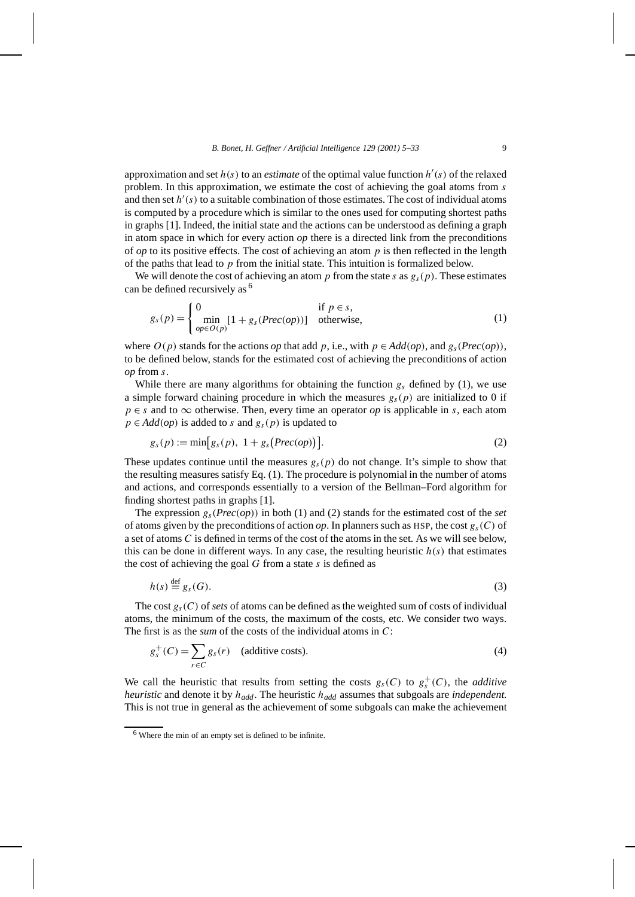approximation and set $h(s)$ to an *estimate* of the optimal value function $h'(s)$ of the relaxed problem. In this approximation, we estimate the cost of achieving the goal atoms from $s$ and then set $h'(s)$ to a suitable combination of those estimates. The cost of individual atoms is computed by a procedure which is similar to the ones used for computing shortest paths in graphs [1]. Indeed, the initial state and the actions can be understood as defining a graph in atom space in which for every action *op* there is a directed link from the preconditions of *op* to its positive effects. The cost of achieving an atom $p$ is then reflected in the length of the paths that lead to $p$ from the initial state. This intuition is formalized below.

We will denote the cost of achieving an atom $p$ from the state $s$ as $g_s(p)$. These estimates can be defined recursively as [6]

$$g_s(p) = \begin{cases} 0 & \text{if } p \in s, \\ \min\limits_{op \in O(p)} [1 + g_s(Prec(op))] & \text{otherwise,} \end{cases} \tag{1}$$

where $O(p)$ stands for the actions *op* that add $p$, i.e., with $p \in Add(op)$, and $g_s(Prec(op))$, to be defined below, stands for the estimated cost of achieving the preconditions of action *op* from $s$.

While there are many algorithms for obtaining the function $g_s$ defined by (1), we use a simple forward chaining procedure in which the measures $g_s(p)$ are initialized to 0 if $p \in s$ and to $\infty$ otherwise. Then, every time an operator *op* is applicable in $s$, each atom $p \in Add(op)$ is added to $s$ and $g_s(p)$ is updated to

$$g_s(p) := \min\bigl[g_s(p),\ 1 + g_s\bigl(Prec(op)\bigr)\bigr]. \tag{2}$$

These updates continue until the measures $g_s(p)$ do not change. It's simple to show that the resulting measures satisfy Eq. (1). The procedure is polynomial in the number of atoms and actions, and corresponds essentially to a version of the Bellman–Ford algorithm for finding shortest paths in graphs [1].

The expression $g_s(Prec(op))$ in both (1) and (2) stands for the estimated cost of the *set* of atoms given by the preconditions of action *op*. In planners such as HSP, the cost $g_s(C)$ of a set of atoms $C$ is defined in terms of the cost of the atoms in the set. As we will see below, this can be done in different ways. In any case, the resulting heuristic $h(s)$ that estimates the cost of achieving the goal $G$ from a state $s$ is defined as

$$h(s) \stackrel{\text{def}}{=} g_s(G). \tag{3}$$

The cost $g_s(C)$ of *sets* of atoms can be defined as the weighted sum of costs of individual atoms, the minimum of the costs, the maximum of the costs, etc. We consider two ways. The first is as the *sum* of the costs of the individual atoms in $C$:

$$g_s^+(C) = \sum_{r \in C} g_s(r) \quad \text{(additive costs).} \tag{4}$$

We call the heuristic that results from setting the costs $g_s(C)$ to $g_s^+(C)$, the *additive heuristic* and denote it by $h_{add}$. The heuristic $h_{add}$ assumes that subgoals are *independent.* This is not true in general as the achievement of some subgoals can make the achievement

[6] Where the min of an empty set is defined to be infinite.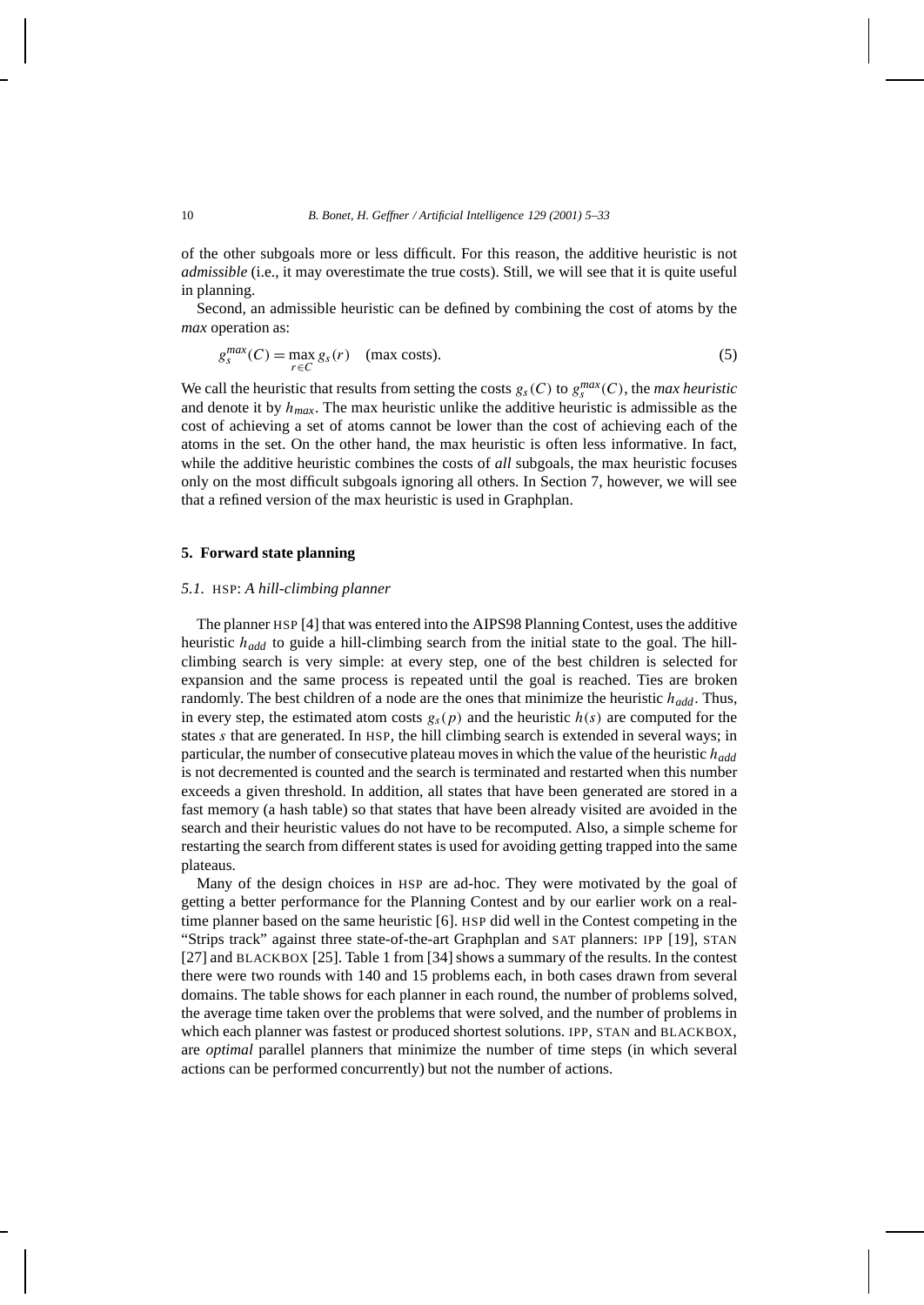of the other subgoals more or less difficult. For this reason, the additive heuristic is not *admissible* (i.e., it may overestimate the true costs). Still, we will see that it is quite useful in planning.

Second, an admissible heuristic can be defined by combining the cost of atoms by the *max* operation as:

$$g_s^{max}(C) = \max_{r \in C} g_s(r) \quad \text{(max costs)}. \tag{5}$$

We call the heuristic that results from setting the costs $g_s(C)$ to $g_s^{max}(C)$, the *max heuristic* and denote it by $h_{max}$. The max heuristic unlike the additive heuristic is admissible as the cost of achieving a set of atoms cannot be lower than the cost of achieving each of the atoms in the set. On the other hand, the max heuristic is often less informative. In fact, while the additive heuristic combines the costs of *all* subgoals, the max heuristic focuses only on the most difficult subgoals ignoring all others. In Section 7, however, we will see that a refined version of the max heuristic is used in Graphplan.

## 5. Forward state planning

### 5.1. HSP: *A hill-climbing planner*

The planner HSP [4] that was entered into the AIPS98 Planning Contest, uses the additive heuristic $h_{add}$ to guide a hill-climbing search from the initial state to the goal. The hill-climbing search is very simple: at every step, one of the best children is selected for expansion and the same process is repeated until the goal is reached. Ties are broken randomly. The best children of a node are the ones that minimize the heuristic $h_{add}$. Thus, in every step, the estimated atom costs $g_s(p)$ and the heuristic $h(s)$ are computed for the states $s$ that are generated. In HSP, the hill climbing search is extended in several ways; in particular, the number of consecutive plateau moves in which the value of the heuristic $h_{add}$ is not decremented is counted and the search is terminated and restarted when this number exceeds a given threshold. In addition, all states that have been generated are stored in a fast memory (a hash table) so that states that have been already visited are avoided in the search and their heuristic values do not have to be recomputed. Also, a simple scheme for restarting the search from different states is used for avoiding getting trapped into the same plateaus.

Many of the design choices in HSP are ad-hoc. They were motivated by the goal of getting a better performance for the Planning Contest and by our earlier work on a real-time planner based on the same heuristic [6]. HSP did well in the Contest competing in the "Strips track" against three state-of-the-art Graphplan and SAT planners: IPP [19], STAN [27] and BLACKBOX [25]. Table 1 from [34] shows a summary of the results. In the contest there were two rounds with 140 and 15 problems each, in both cases drawn from several domains. The table shows for each planner in each round, the number of problems solved, the average time taken over the problems that were solved, and the number of problems in which each planner was fastest or produced shortest solutions. IPP, STAN and BLACKBOX, are *optimal* parallel planners that minimize the number of time steps (in which several actions can be performed concurrently) but not the number of actions.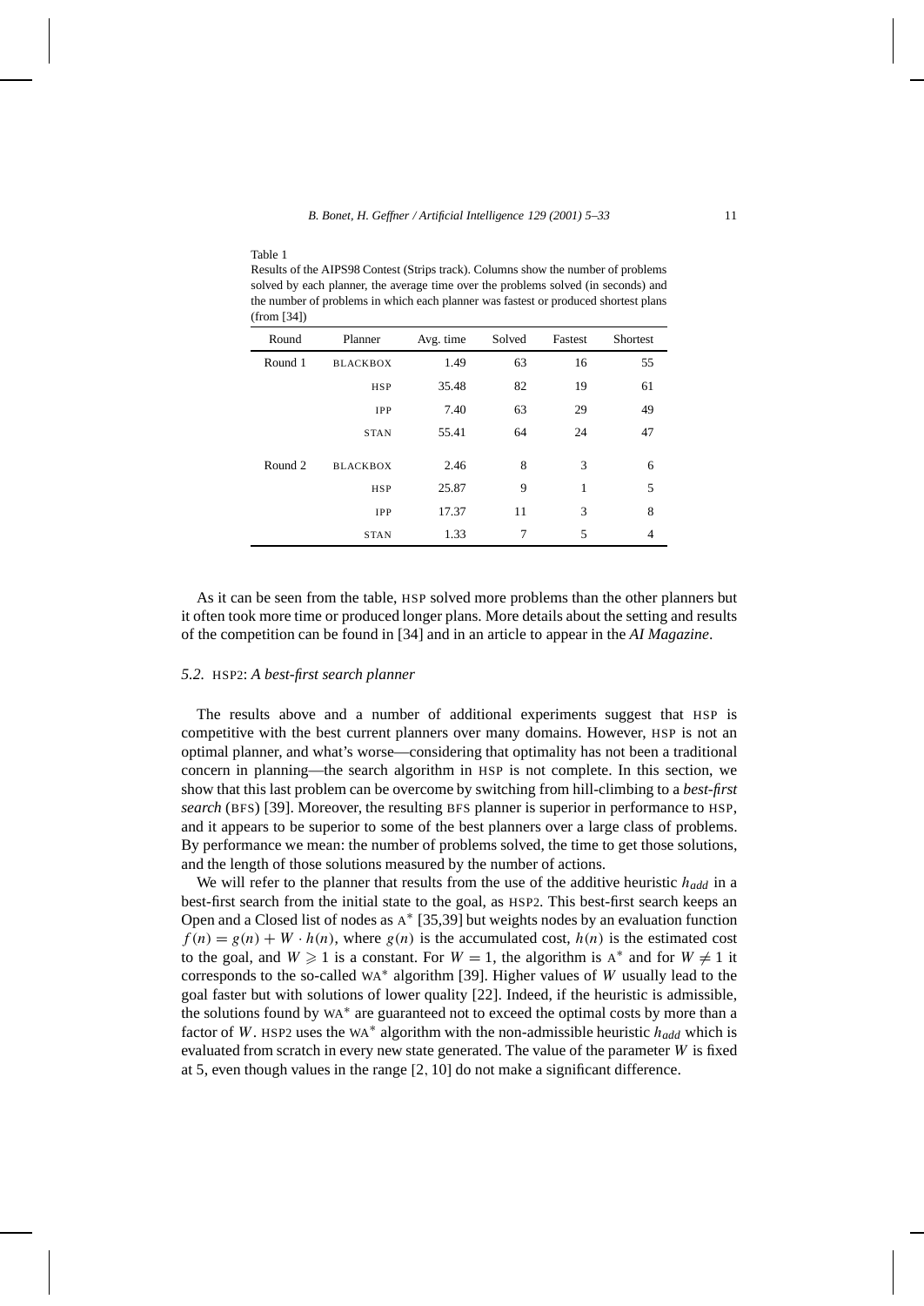Table 1

Results of the AIPS98 Contest (Strips track). Columns show the number of problems solved by each planner, the average time over the problems solved (in seconds) and the number of problems in which each planner was fastest or produced shortest plans (from [34])

| Round | Planner | Avg. time | Solved | Fastest | Shortest |
|---|---|---|---|---|---|
| Round 1 | BLACKBOX | 1.49 | 63 | 16 | 55 |
| | HSP | 35.48 | 82 | 19 | 61 |
| | IPP | 7.40 | 63 | 29 | 49 |
| | STAN | 55.41 | 64 | 24 | 47 |
| Round 2 | BLACKBOX | 2.46 | 8 | 3 | 6 |
| | HSP | 25.87 | 9 | 1 | 5 |
| | IPP | 17.37 | 11 | 3 | 8 |
| | STAN | 1.33 | 7 | 5 | 4 |

As it can be seen from the table, HSP solved more problems than the other planners but it often took more time or produced longer plans. More details about the setting and results of the competition can be found in [34] and in an article to appear in the *AI Magazine*.

### 5.2. HSP2: *A best-first search planner*

The results above and a number of additional experiments suggest that HSP is competitive with the best current planners over many domains. However, HSP is not an optimal planner, and what's worse—considering that optimality has not been a traditional concern in planning—the search algorithm in HSP is not complete. In this section, we show that this last problem can be overcome by switching from hill-climbing to a ***best-first search*** (BFS) [39]. Moreover, the resulting BFS planner is superior in performance to HSP, and it appears to be superior to some of the best planners over a large class of problems. By performance we mean: the number of problems solved, the time to get those solutions, and the length of those solutions measured by the number of actions.

We will refer to the planner that results from the use of the additive heuristic $h_{add}$ in a best-first search from the initial state to the goal, as HSP2. This best-first search keeps an Open and a Closed list of nodes as $\text{A}^*$ [35,39] but weights nodes by an evaluation function $f(n) = g(n) + W \cdot h(n)$, where $g(n)$ is the accumulated cost, $h(n)$ is the estimated cost to the goal, and $W \geqslant 1$ is a constant. For $W = 1$, the algorithm is $\text{A}^*$ and for $W \neq 1$ it corresponds to the so-called $\text{WA}^*$ algorithm [39]. Higher values of $W$ usually lead to the goal faster but with solutions of lower quality [22]. Indeed, if the heuristic is admissible, the solutions found by $\text{WA}^*$ are guaranteed not to exceed the optimal costs by more than a factor of $W$. HSP2 uses the $\text{WA}^*$ algorithm with the non-admissible heuristic $h_{add}$ which is evaluated from scratch in every new state generated. The value of the parameter $W$ is fixed at 5, even though values in the range $[2, 10]$ do not make a significant difference.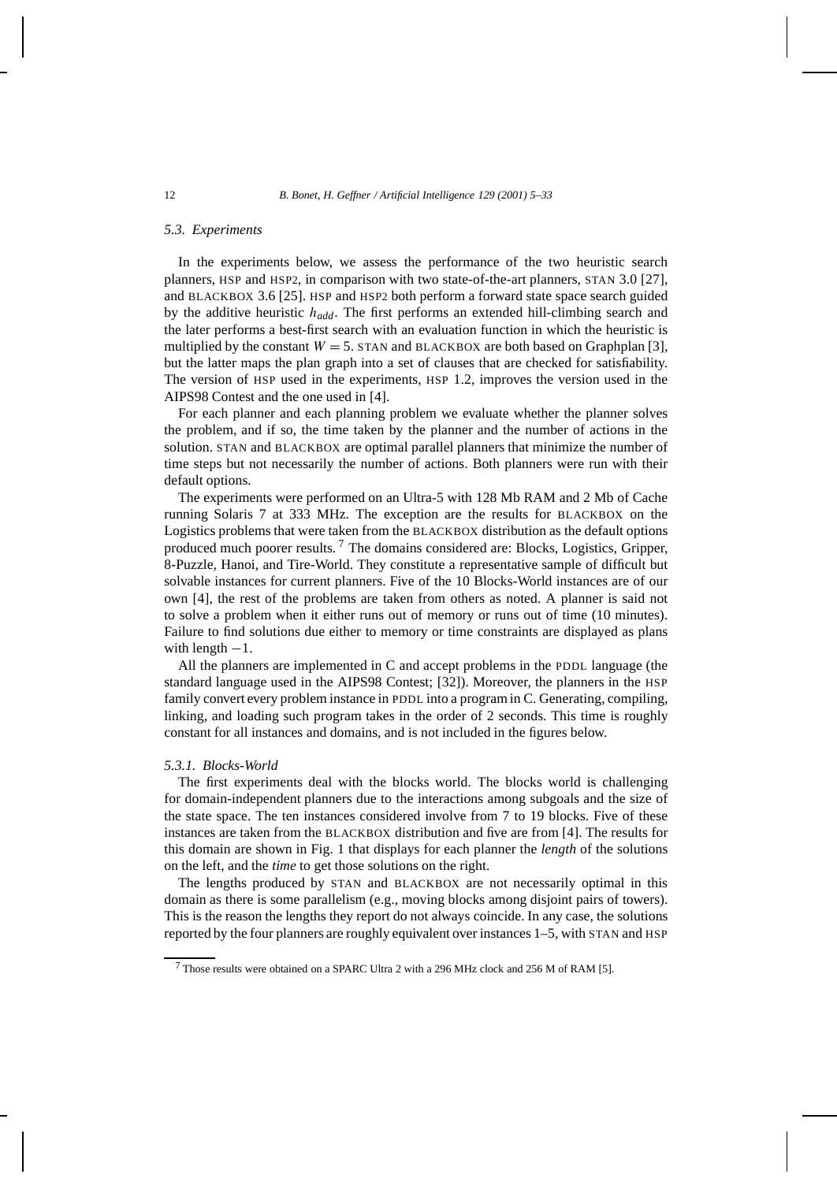### 5.3. Experiments

In the experiments below, we assess the performance of the two heuristic search planners, HSP and HSP2, in comparison with two state-of-the-art planners, STAN 3.0 [27], and BLACKBOX 3.6 [25]. HSP and HSP2 both perform a forward state space search guided by the additive heuristic $h_{add}$. The first performs an extended hill-climbing search and the later performs a best-first search with an evaluation function in which the heuristic is multiplied by the constant $W = 5$. STAN and BLACKBOX are both based on Graphplan [3], but the latter maps the plan graph into a set of clauses that are checked for satisfiability. The version of HSP used in the experiments, HSP 1.2, improves the version used in the AIPS98 Contest and the one used in [4].

For each planner and each planning problem we evaluate whether the planner solves the problem, and if so, the time taken by the planner and the number of actions in the solution. STAN and BLACKBOX are optimal parallel planners that minimize the number of time steps but not necessarily the number of actions. Both planners were run with their default options.

The experiments were performed on an Ultra-5 with 128 Mb RAM and 2 Mb of Cache running Solaris 7 at 333 MHz. The exception are the results for BLACKBOX on the Logistics problems that were taken from the BLACKBOX distribution as the default options produced much poorer results. [7] The domains considered are: Blocks, Logistics, Gripper, 8-Puzzle, Hanoi, and Tire-World. They constitute a representative sample of difficult but solvable instances for current planners. Five of the 10 Blocks-World instances are of our own [4], the rest of the problems are taken from others as noted. A planner is said not to solve a problem when it either runs out of memory or runs out of time (10 minutes). Failure to find solutions due either to memory or time constraints are displayed as plans with length $-1$.

All the planners are implemented in C and accept problems in the PDDL language (the standard language used in the AIPS98 Contest; [32]). Moreover, the planners in the HSP family convert every problem instance in PDDL into a program in C. Generating, compiling, linking, and loading such program takes in the order of 2 seconds. This time is roughly constant for all instances and domains, and is not included in the figures below.

#### 5.3.1. Blocks-World

The first experiments deal with the blocks world. The blocks world is challenging for domain-independent planners due to the interactions among subgoals and the size of the state space. The ten instances considered involve from 7 to 19 blocks. Five of these instances are taken from the BLACKBOX distribution and five are from [4]. The results for this domain are shown in Fig. 1 that displays for each planner the *length* of the solutions on the left, and the *time* to get those solutions on the right.

The lengths produced by STAN and BLACKBOX are not necessarily optimal in this domain as there is some parallelism (e.g., moving blocks among disjoint pairs of towers). This is the reason the lengths they report do not always coincide. In any case, the solutions reported by the four planners are roughly equivalent over instances 1–5, with STAN and HSP

[7] Those results were obtained on a SPARC Ultra 2 with a 296 MHz clock and 256 M of RAM [5].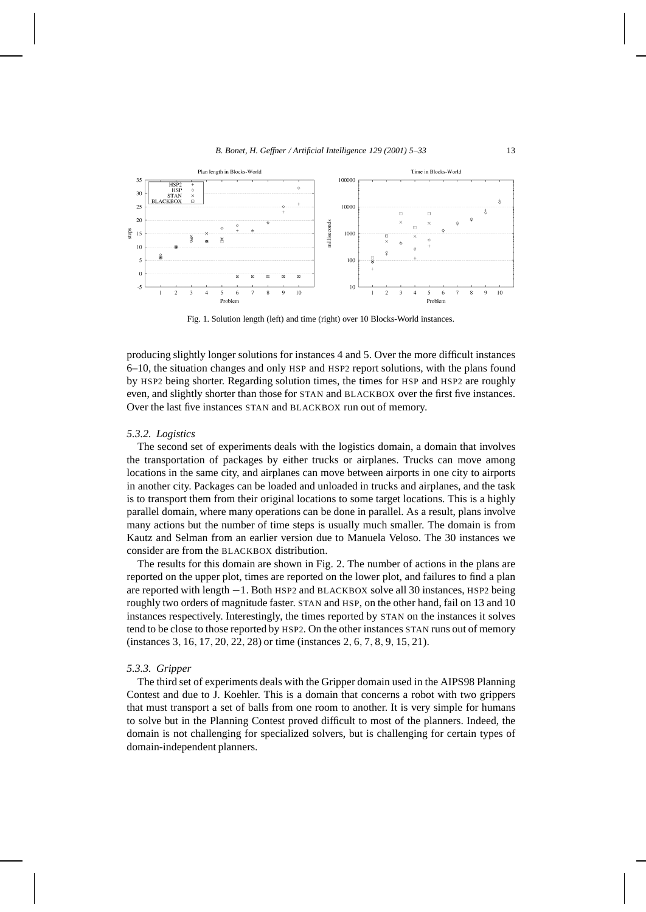Fig. 1. Solution length (left) and time (right) over 10 Blocks-World instances.

producing slightly longer solutions for instances 4 and 5. Over the more difficult instances 6–10, the situation changes and only HSP and HSP2 report solutions, with the plans found by HSP2 being shorter. Regarding solution times, the times for HSP and HSP2 are roughly even, and slightly shorter than those for STAN and BLACKBOX over the first five instances. Over the last five instances STAN and BLACKBOX run out of memory.

### *5.3.2. Logistics*

The second set of experiments deals with the logistics domain, a domain that involves the transportation of packages by either trucks or airplanes. Trucks can move among locations in the same city, and airplanes can move between airports in one city to airports in another city. Packages can be loaded and unloaded in trucks and airplanes, and the task is to transport them from their original locations to some target locations. This is a highly parallel domain, where many operations can be done in parallel. As a result, plans involve many actions but the number of time steps is usually much smaller. The domain is from Kautz and Selman from an earlier version due to Manuela Veloso. The 30 instances we consider are from the BLACKBOX distribution.

The results for this domain are shown in Fig. 2. The number of actions in the plans are reported on the upper plot, times are reported on the lower plot, and failures to find a plan are reported with length $-1$. Both HSP2 and BLACKBOX solve all 30 instances, HSP2 being roughly two orders of magnitude faster. STAN and HSP, on the other hand, fail on 13 and 10 instances respectively. Interestingly, the times reported by STAN on the instances it solves tend to be close to those reported by HSP2. On the other instances STAN runs out of memory (instances 3, 16, 17, 20, 22, 28) or time (instances 2, 6, 7, 8, 9, 15, 21).

### *5.3.3. Gripper*

The third set of experiments deals with the Gripper domain used in the AIPS98 Planning Contest and due to J. Koehler. This is a domain that concerns a robot with two grippers that must transport a set of balls from one room to another. It is very simple for humans to solve but in the Planning Contest proved difficult to most of the planners. Indeed, the domain is not challenging for specialized solvers, but is challenging for certain types of domain-independent planners.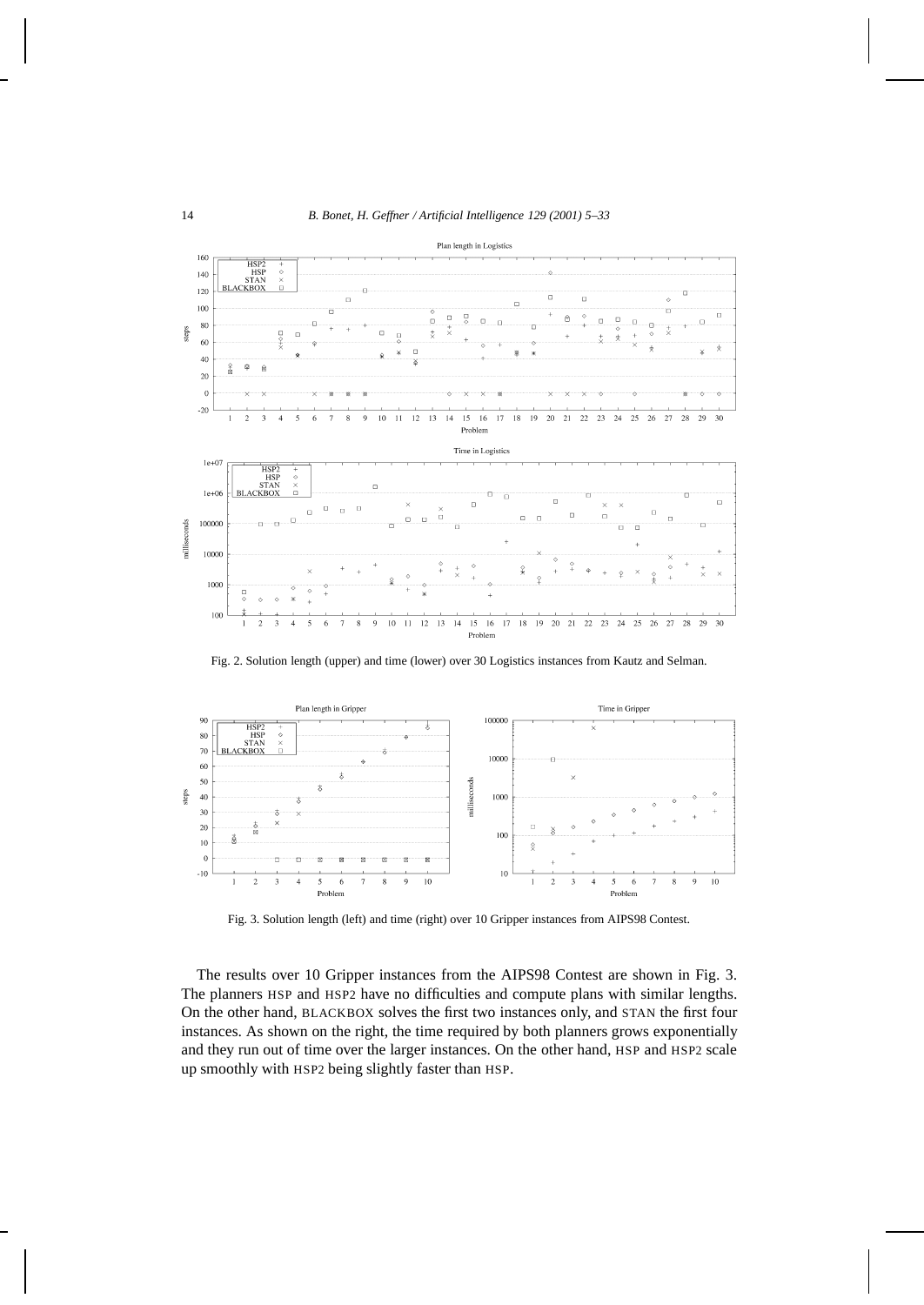Fig. 2. Solution length (upper) and time (lower) over 30 Logistics instances from Kautz and Selman.

Fig. 3. Solution length (left) and time (right) over 10 Gripper instances from AIPS98 Contest.

The results over 10 Gripper instances from the AIPS98 Contest are shown in Fig. 3. The planners HSP and HSP2 have no difficulties and compute plans with similar lengths. On the other hand, BLACKBOX solves the first two instances only, and STAN the first four instances. As shown on the right, the time required by both planners grows exponentially and they run out of time over the larger instances. On the other hand, HSP and HSP2 scale up smoothly with HSP2 being slightly faster than HSP.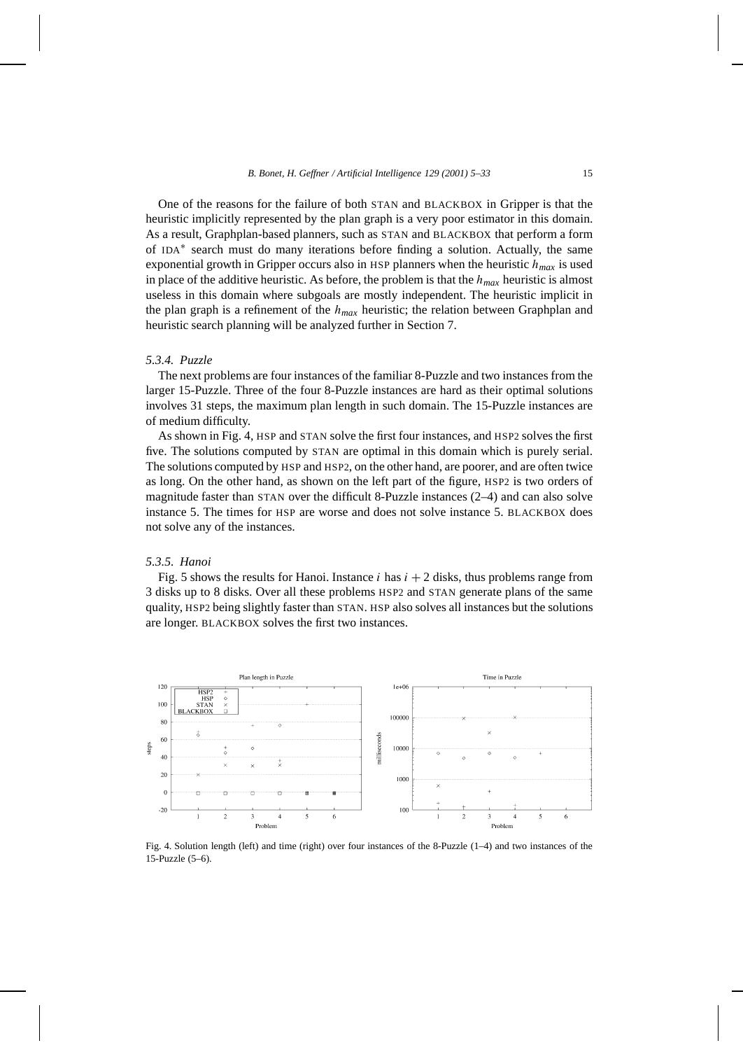One of the reasons for the failure of both STAN and BLACKBOX in Gripper is that the heuristic implicitly represented by the plan graph is a very poor estimator in this domain. As a result, Graphplan-based planners, such as STAN and BLACKBOX that perform a form of IDA* search must do many iterations before finding a solution. Actually, the same exponential growth in Gripper occurs also in HSP planners when the heuristic $h_{max}$ is used in place of the additive heuristic. As before, the problem is that the $h_{max}$ heuristic is almost useless in this domain where subgoals are mostly independent. The heuristic implicit in the plan graph is a refinement of the $h_{max}$ heuristic; the relation between Graphplan and heuristic search planning will be analyzed further in Section 7.

### 5.3.4. *Puzzle*

The next problems are four instances of the familiar 8-Puzzle and two instances from the larger 15-Puzzle. Three of the four 8-Puzzle instances are hard as their optimal solutions involves 31 steps, the maximum plan length in such domain. The 15-Puzzle instances are of medium difficulty.

As shown in Fig. 4, HSP and STAN solve the first four instances, and HSP2 solves the first five. The solutions computed by STAN are optimal in this domain which is purely serial. The solutions computed by HSP and HSP2, on the other hand, are poorer, and are often twice as long. On the other hand, as shown on the left part of the figure, HSP2 is two orders of magnitude faster than STAN over the difficult 8-Puzzle instances (2–4) and can also solve instance 5. The times for HSP are worse and does not solve instance 5. BLACKBOX does not solve any of the instances.

### 5.3.5. *Hanoi*

Fig. 5 shows the results for Hanoi. Instance $i$ has $i + 2$ disks, thus problems range from 3 disks up to 8 disks. Over all these problems HSP2 and STAN generate plans of the same quality, HSP2 being slightly faster than STAN. HSP also solves all instances but the solutions are longer. BLACKBOX solves the first two instances.

Fig. 4. Solution length (left) and time (right) over four instances of the 8-Puzzle (1–4) and two instances of the 15-Puzzle (5–6).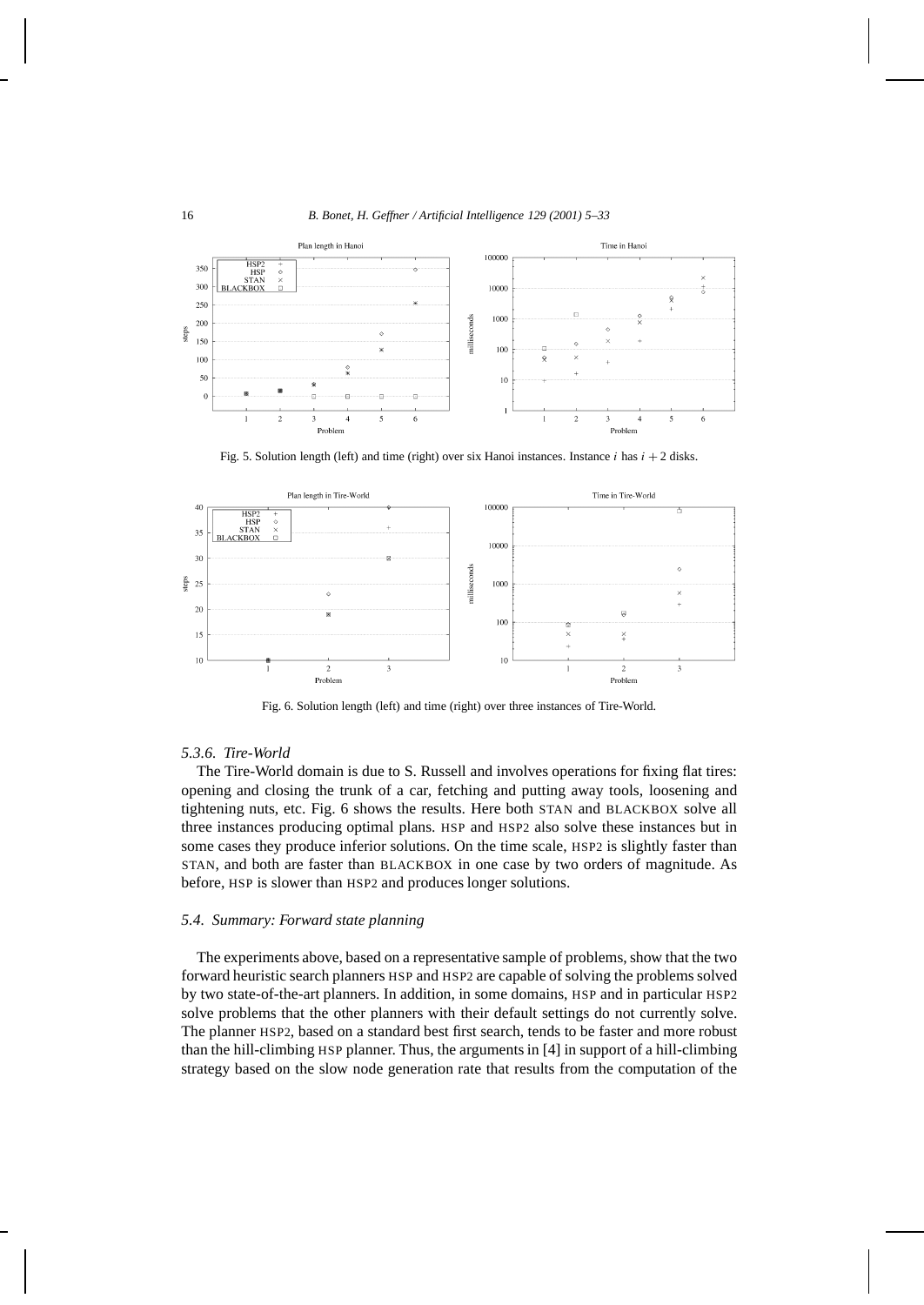Fig. 5. Solution length (left) and time (right) over six Hanoi instances. Instance $i$ has $i + 2$ disks.

Fig. 6. Solution length (left) and time (right) over three instances of Tire-World.

#### 5.3.6. Tire-World

The Tire-World domain is due to S. Russell and involves operations for fixing flat tires: opening and closing the trunk of a car, fetching and putting away tools, loosening and tightening nuts, etc. Fig. 6 shows the results. Here both STAN and BLACKBOX solve all three instances producing optimal plans. HSP and HSP2 also solve these instances but in some cases they produce inferior solutions. On the time scale, HSP2 is slightly faster than STAN, and both are faster than BLACKBOX in one case by two orders of magnitude. As before, HSP is slower than HSP2 and produces longer solutions.

### 5.4. Summary: Forward state planning

The experiments above, based on a representative sample of problems, show that the two forward heuristic search planners HSP and HSP2 are capable of solving the problems solved by two state-of-the-art planners. In addition, in some domains, HSP and in particular HSP2 solve problems that the other planners with their default settings do not currently solve. The planner HSP2, based on a standard best first search, tends to be faster and more robust than the hill-climbing HSP planner. Thus, the arguments in [4] in support of a hill-climbing strategy based on the slow node generation rate that results from the computation of the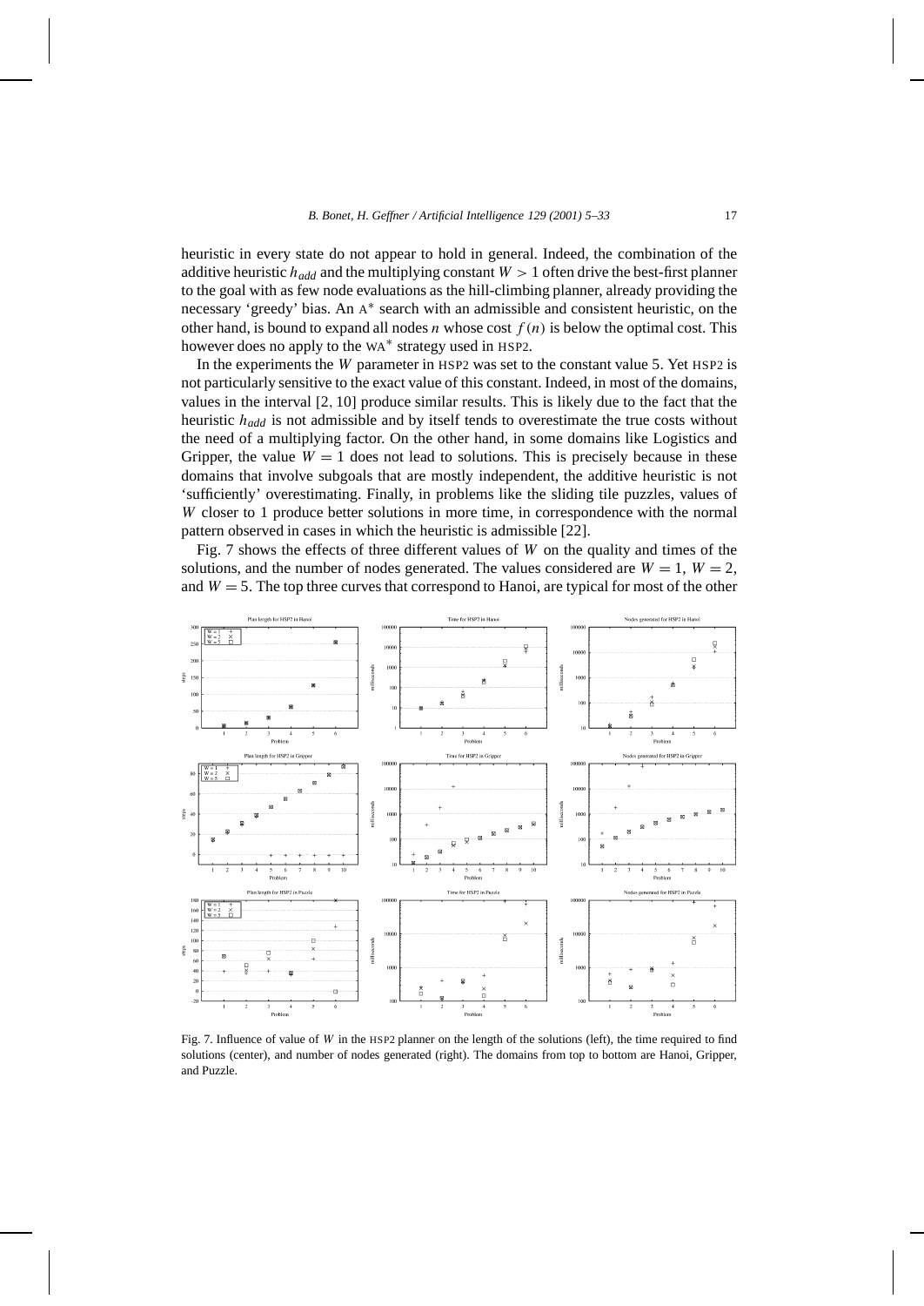heuristic in every state do not appear to hold in general. Indeed, the combination of the additive heuristic $h_{add}$ and the multiplying constant $W > 1$ often drive the best-first planner to the goal with as few node evaluations as the hill-climbing planner, already providing the necessary 'greedy' bias. An A* search with an admissible and consistent heuristic, on the other hand, is bound to expand all nodes $n$ whose cost $f(n)$ is below the optimal cost. This however does no apply to the WA* strategy used in HSP2.

In the experiments the $W$ parameter in HSP2 was set to the constant value 5. Yet HSP2 is not particularly sensitive to the exact value of this constant. Indeed, in most of the domains, values in the interval [2, 10] produce similar results. This is likely due to the fact that the heuristic $h_{add}$ is not admissible and by itself tends to overestimate the true costs without the need of a multiplying factor. On the other hand, in some domains like Logistics and Gripper, the value $W = 1$ does not lead to solutions. This is precisely because in these domains that involve subgoals that are mostly independent, the additive heuristic is not 'sufficiently' overestimating. Finally, in problems like the sliding tile puzzles, values of $W$ closer to 1 produce better solutions in more time, in correspondence with the normal pattern observed in cases in which the heuristic is admissible [22].

Fig. 7 shows the effects of three different values of $W$ on the quality and times of the solutions, and the number of nodes generated. The values considered are $W = 1$, $W = 2$, and $W = 5$. The top three curves that correspond to Hanoi, are typical for most of the other

Fig. 7. Influence of value of $W$ in the HSP2 planner on the length of the solutions (left), the time required to find solutions (center), and number of nodes generated (right). The domains from top to bottom are Hanoi, Gripper, and Puzzle.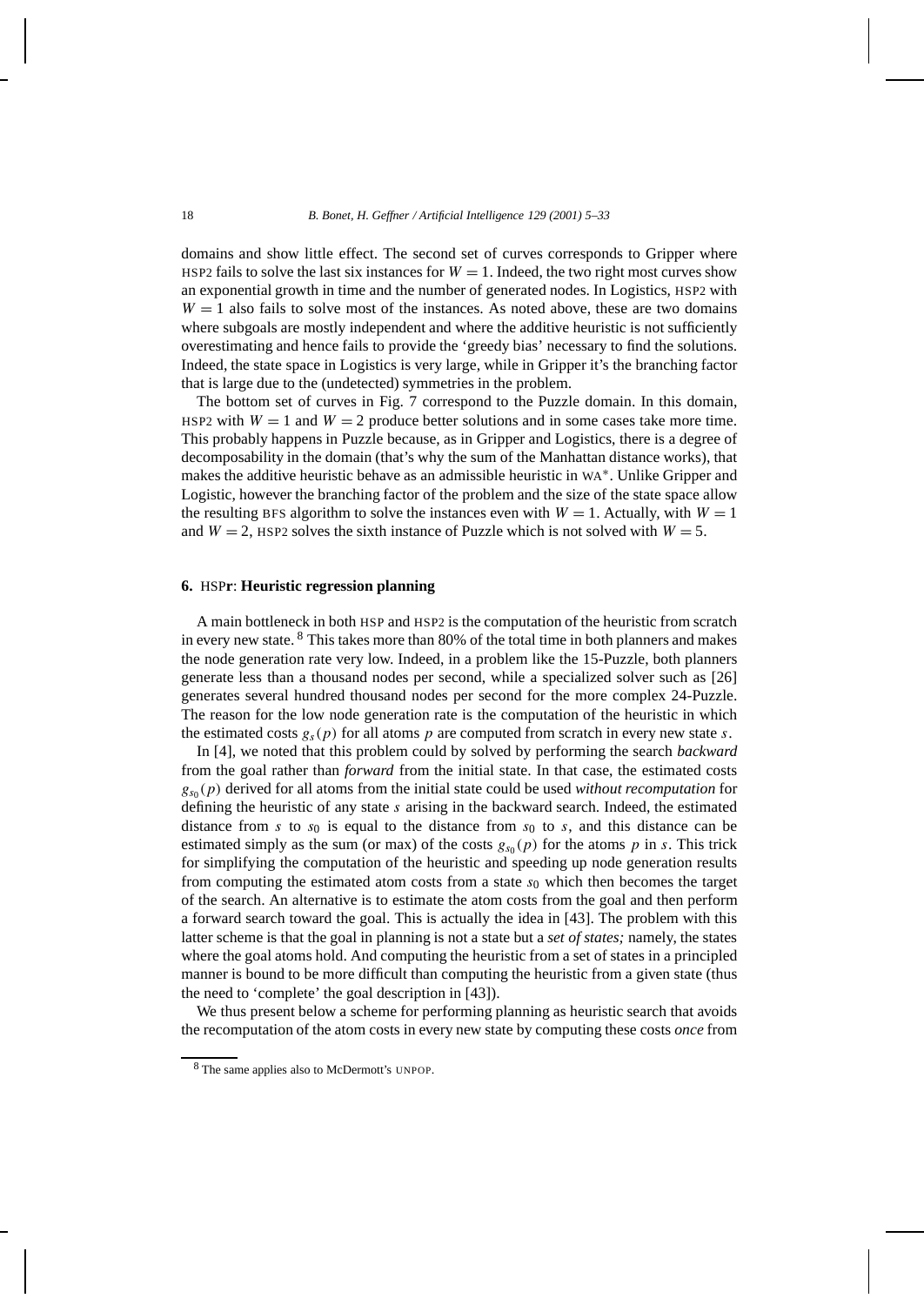domains and show little effect. The second set of curves corresponds to Gripper where HSP2 fails to solve the last six instances for $W = 1$. Indeed, the two right most curves show an exponential growth in time and the number of generated nodes. In Logistics, HSP2 with $W = 1$ also fails to solve most of the instances. As noted above, these are two domains where subgoals are mostly independent and where the additive heuristic is not sufficiently overestimating and hence fails to provide the 'greedy bias' necessary to find the solutions. Indeed, the state space in Logistics is very large, while in Gripper it's the branching factor that is large due to the (undetected) symmetries in the problem.

The bottom set of curves in Fig. 7 correspond to the Puzzle domain. In this domain, HSP2 with $W = 1$ and $W = 2$ produce better solutions and in some cases take more time. This probably happens in Puzzle because, as in Gripper and Logistics, there is a degree of decomposability in the domain (that's why the sum of the Manhattan distance works), that makes the additive heuristic behave as an admissible heuristic in WA*. Unlike Gripper and Logistic, however the branching factor of the problem and the size of the state space allow the resulting BFS algorithm to solve the instances even with $W = 1$. Actually, with $W = 1$ and $W = 2$, HSP2 solves the sixth instance of Puzzle which is not solved with $W = 5$.

## 6. HSPr: Heuristic regression planning

A main bottleneck in both HSP and HSP2 is the computation of the heuristic from scratch in every new state. [8] This takes more than 80% of the total time in both planners and makes the node generation rate very low. Indeed, in a problem like the 15-Puzzle, both planners generate less than a thousand nodes per second, while a specialized solver such as [26] generates several hundred thousand nodes per second for the more complex 24-Puzzle. The reason for the low node generation rate is the computation of the heuristic in which the estimated costs $g_s(p)$ for all atoms $p$ are computed from scratch in every new state $s$.

In [4], we noted that this problem could by solved by performing the search *backward* from the goal rather than *forward* from the initial state. In that case, the estimated costs $g_{s_0}(p)$ derived for all atoms from the initial state could be used *without recomputation* for defining the heuristic of any state $s$ arising in the backward search. Indeed, the estimated distance from $s$ to $s_0$ is equal to the distance from $s_0$ to $s$, and this distance can be estimated simply as the sum (or max) of the costs $g_{s_0}(p)$ for the atoms $p$ in $s$. This trick for simplifying the computation of the heuristic and speeding up node generation results from computing the estimated atom costs from a state $s_0$ which then becomes the target of the search. An alternative is to estimate the atom costs from the goal and then perform a forward search toward the goal. This is actually the idea in [43]. The problem with this latter scheme is that the goal in planning is not a state but a *set of states;* namely, the states where the goal atoms hold. And computing the heuristic from a set of states in a principled manner is bound to be more difficult than computing the heuristic from a given state (thus the need to 'complete' the goal description in [43]).

We thus present below a scheme for performing planning as heuristic search that avoids the recomputation of the atom costs in every new state by computing these costs *once* from

[8] The same applies also to McDermott's UNPOP.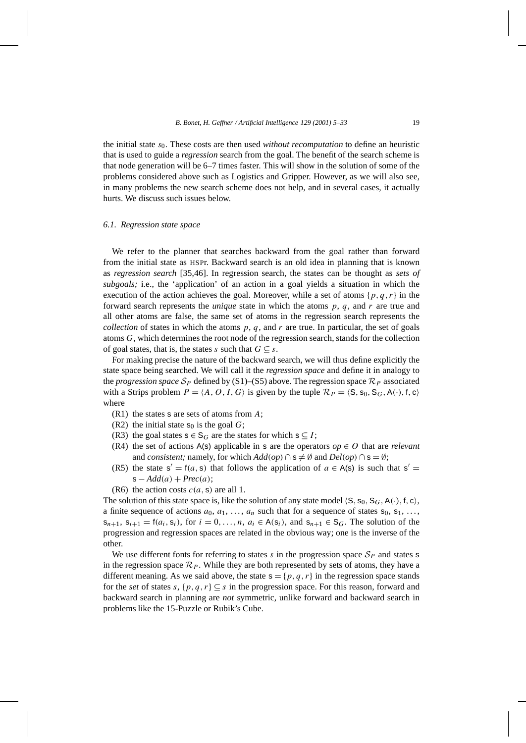the initial state $s_0$. These costs are then used *without recomputation* to define an heuristic that is used to guide a *regression* search from the goal. The benefit of the search scheme is that node generation will be 6–7 times faster. This will show in the solution of some of the problems considered above such as Logistics and Gripper. However, as we will also see, in many problems the new search scheme does not help, and in several cases, it actually hurts. We discuss such issues below.

### *6.1. Regression state space*

We refer to the planner that searches backward from the goal rather than forward from the initial state as HSPr. Backward search is an old idea in planning that is known as *regression search* [35,46]. In regression search, the states can be thought as *sets of subgoals;* i.e., the 'application' of an action in a goal yields a situation in which the execution of the action achieves the goal. Moreover, while a set of atoms $\{p, q, r\}$ in the forward search represents the *unique* state in which the atoms $p$, $q$, and $r$ are true and all other atoms are false, the same set of atoms in the regression search represents the *collection* of states in which the atoms $p$, $q$, and $r$ are true. In particular, the set of goals atoms $G$, which determines the root node of the regression search, stands for the collection of goal states, that is, the states $s$ such that $G \subseteq s$.

For making precise the nature of the backward search, we will thus define explicitly the state space being searched. We will call it the *regression space* and define it in analogy to the *progression space* $\mathcal{S}_P$ defined by (S1)–(S5) above. The regression space $\mathcal{R}_P$ associated with a Strips problem $P = \langle A, O, I, G \rangle$ is given by the tuple $\mathcal{R}_P = \langle \mathsf{S}, \mathsf{s}_0, \mathsf{S}_G, \mathsf{A}(\cdot), \mathsf{f}, \mathsf{c} \rangle$ where

- (R1) the states $\mathsf{s}$ are sets of atoms from $A$;
- (R2) the initial state $\mathsf{s}_0$ is the goal $G$;
- (R3) the goal states $\mathsf{s} \in \mathsf{S}_G$ are the states for which $\mathsf{s} \subseteq I$;
- (R4) the set of actions $\mathsf{A}(\mathsf{s})$ applicable in $\mathsf{s}$ are the operators $op \in O$ that are *relevant* and *consistent;* namely, for which $Add(op) \cap \mathsf{s} \neq \emptyset$ and $Del(op) \cap \mathsf{s} = \emptyset$;
- (R5) the state $\mathsf{s}' = \mathsf{f}(a, \mathsf{s})$ that follows the application of $a \in \mathsf{A}(\mathsf{s})$ is such that $\mathsf{s}' = \mathsf{s} - Add(a) + Prec(a)$;
- (R6) the action costs $c(a, \mathsf{s})$ are all 1.

The solution of this state space is, like the solution of any state model $\langle \mathsf{S}, \mathsf{s}_0, \mathsf{S}_G, \mathsf{A}(\cdot), \mathsf{f}, \mathsf{c} \rangle$, a finite sequence of actions $a_0, a_1, \ldots, a_n$ such that for a sequence of states $\mathsf{s}_0, \mathsf{s}_1, \ldots, \mathsf{s}_{n+1}$, $\mathsf{s}_{i+1} = \mathsf{f}(a_i, \mathsf{s}_i)$, for $i = 0, \ldots, n$, $a_i \in \mathsf{A}(\mathsf{s}_i)$, and $\mathsf{s}_{n+1} \in \mathsf{S}_G$. The solution of the progression and regression spaces are related in the obvious way; one is the inverse of the other.

We use different fonts for referring to states $s$ in the progression space $\mathcal{S}_P$ and states $\mathsf{s}$ in the regression space $\mathcal{R}_P$. While they are both represented by sets of atoms, they have a different meaning. As we said above, the state $\mathsf{s} = \{p, q, r\}$ in the regression space stands for the *set* of states $s$, $\{p, q, r\} \subseteq s$ in the progression space. For this reason, forward and backward search in planning are *not* symmetric, unlike forward and backward search in problems like the 15-Puzzle or Rubik's Cube.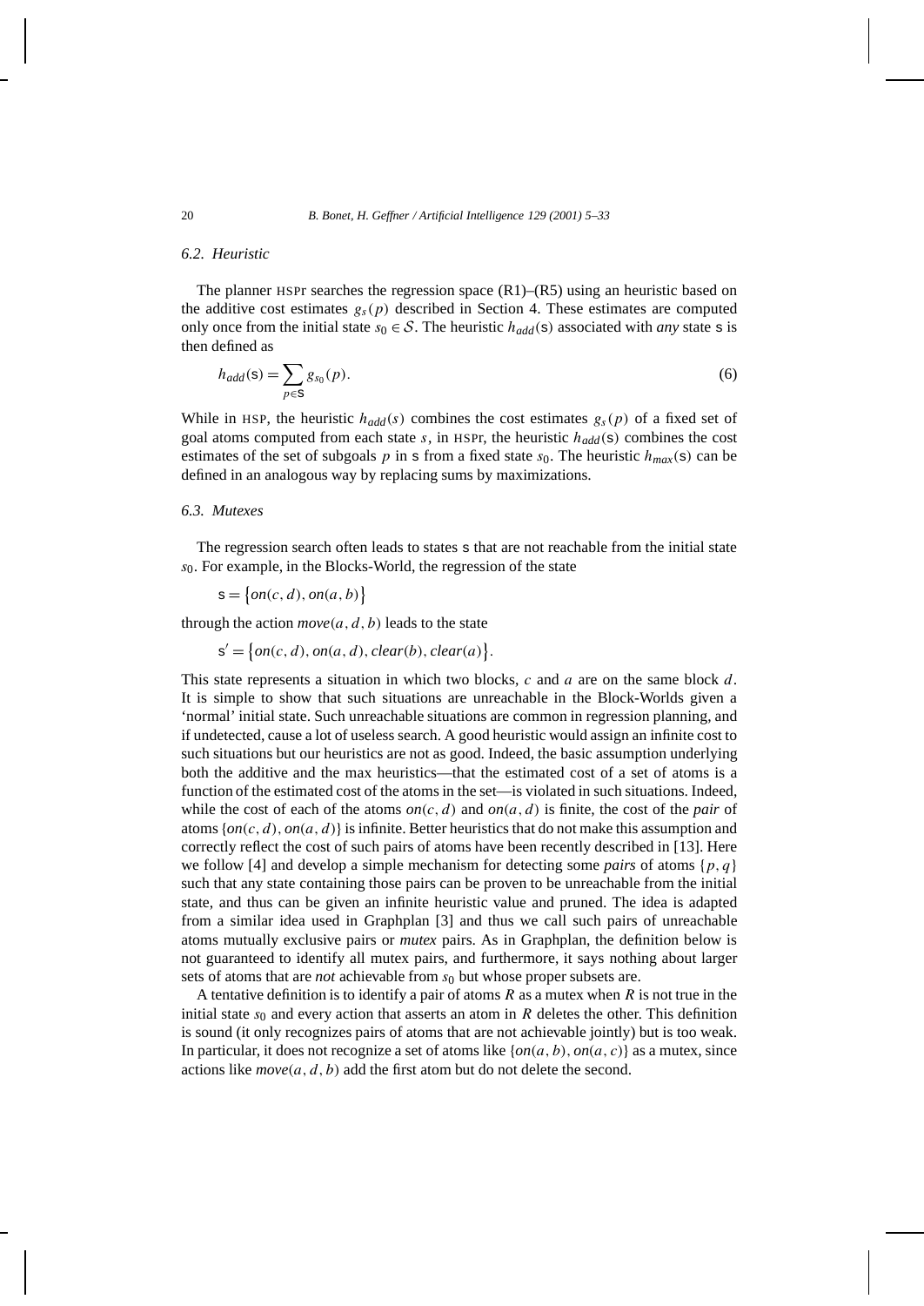### 6.2. Heuristic

The planner HSPr searches the regression space (R1)–(R5) using an heuristic based on the additive cost estimates $g_s(p)$ described in Section 4. These estimates are computed only once from the initial state $s_0 \in \mathcal{S}$. The heuristic $h_{add}(\mathsf{s})$ associated with *any* state s is then defined as

$$h_{add}(\mathsf{s}) = \sum_{p \in \mathsf{s}} g_{s_0}(p). \tag{6}$$

While in HSP, the heuristic $h_{add}(s)$ combines the cost estimates $g_s(p)$ of a fixed set of goal atoms computed from each state $s$, in HSPr, the heuristic $h_{add}(\mathsf{s})$ combines the cost estimates of the set of subgoals $p$ in s from a fixed state $s_0$. The heuristic $h_{max}(\mathsf{s})$ can be defined in an analogous way by replacing sums by maximizations.

### 6.3. Mutexes

The regression search often leads to states s that are not reachable from the initial state $s_0$. For example, in the Blocks-World, the regression of the state

$$\mathsf{s} = \{on(c, d), on(a, b)\}$$

through the action $move(a, d, b)$ leads to the state

$$\mathsf{s}' = \{on(c, d), on(a, d), clear(b), clear(a)\}.$$

This state represents a situation in which two blocks, $c$ and $a$ are on the same block $d$. It is simple to show that such situations are unreachable in the Block-Worlds given a 'normal' initial state. Such unreachable situations are common in regression planning, and if undetected, cause a lot of useless search. A good heuristic would assign an infinite cost to such situations but our heuristics are not as good. Indeed, the basic assumption underlying both the additive and the max heuristics—that the estimated cost of a set of atoms is a function of the estimated cost of the atoms in the set—is violated in such situations. Indeed, while the cost of each of the atoms $on(c, d)$ and $on(a, d)$ is finite, the cost of the *pair* of atoms $\{on(c, d), on(a, d)\}$ is infinite. Better heuristics that do not make this assumption and correctly reflect the cost of such pairs of atoms have been recently described in [13]. Here we follow [4] and develop a simple mechanism for detecting some *pairs* of atoms $\{p, q\}$ such that any state containing those pairs can be proven to be unreachable from the initial state, and thus can be given an infinite heuristic value and pruned. The idea is adapted from a similar idea used in Graphplan [3] and thus we call such pairs of unreachable atoms mutually exclusive pairs or *mutex* pairs. As in Graphplan, the definition below is not guaranteed to identify all mutex pairs, and furthermore, it says nothing about larger sets of atoms that are *not* achievable from $s_0$ but whose proper subsets are.

A tentative definition is to identify a pair of atoms $R$ as a mutex when $R$ is not true in the initial state $s_0$ and every action that asserts an atom in $R$ deletes the other. This definition is sound (it only recognizes pairs of atoms that are not achievable jointly) but is too weak. In particular, it does not recognize a set of atoms like $\{on(a, b), on(a, c)\}$ as a mutex, since actions like $move(a, d, b)$ add the first atom but do not delete the second.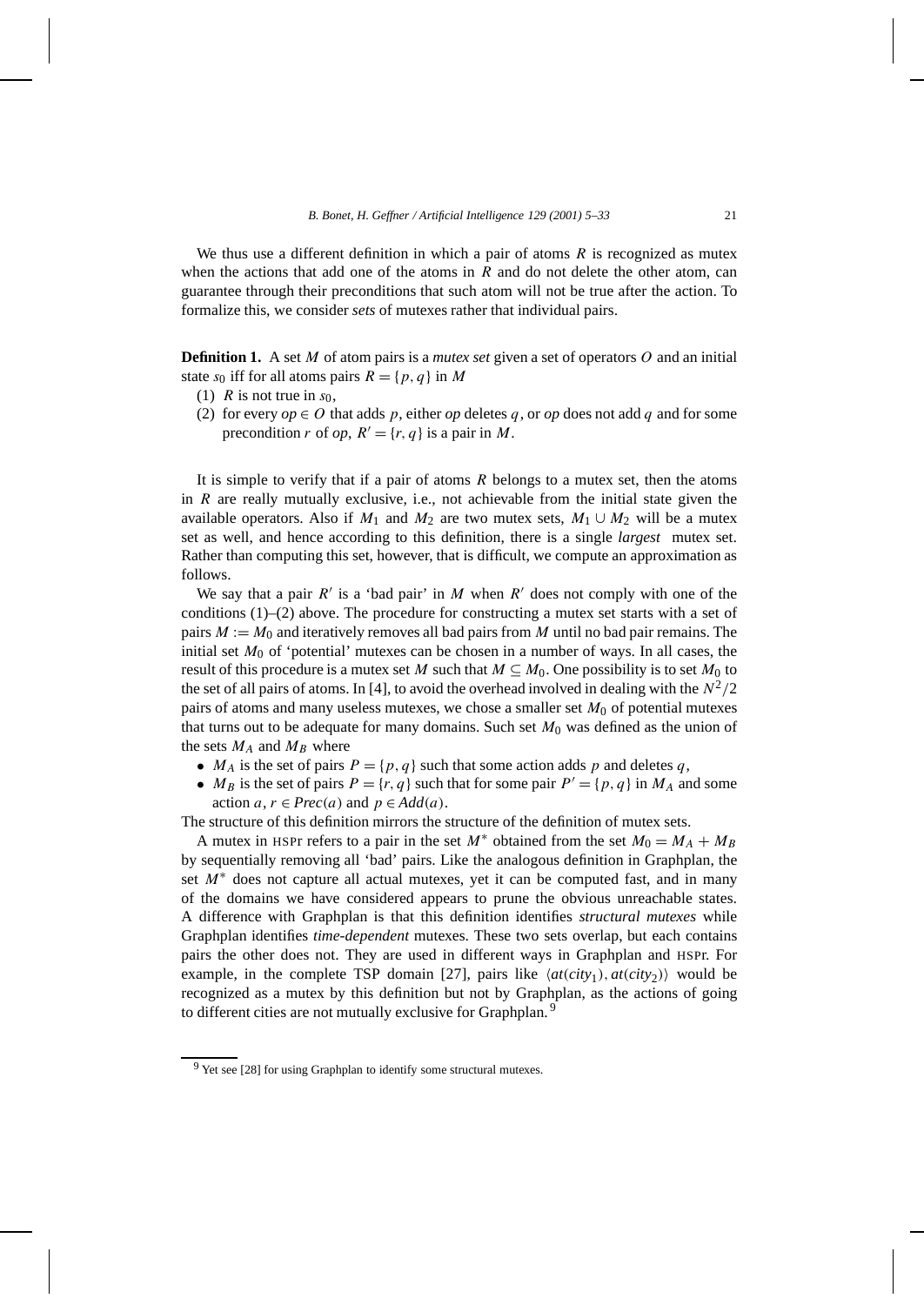We thus use a different definition in which a pair of atoms $R$ is recognized as mutex when the actions that add one of the atoms in $R$ and do not delete the other atom, can guarantee through their preconditions that such atom will not be true after the action. To formalize this, we consider *sets* of mutexes rather that individual pairs.

**Definition 1.** A set $M$ of atom pairs is a *mutex set* given a set of operators $O$ and an initial state $s_0$ iff for all atoms pairs $R = \{p, q\}$ in $M$

(1) $R$ is not true in $s_0$,

(2) for every $op \in O$ that adds $p$, either $op$ deletes $q$, or $op$ does not add $q$ and for some precondition $r$ of $op$, $R' = \{r, q\}$ is a pair in $M$.

It is simple to verify that if a pair of atoms $R$ belongs to a mutex set, then the atoms in $R$ are really mutually exclusive, i.e., not achievable from the initial state given the available operators. Also if $M_1$ and $M_2$ are two mutex sets, $M_1 \cup M_2$ will be a mutex set as well, and hence according to this definition, there is a single *largest* mutex set. Rather than computing this set, however, that is difficult, we compute an approximation as follows.

We say that a pair $R'$ is a 'bad pair' in $M$ when $R'$ does not comply with one of the conditions (1)–(2) above. The procedure for constructing a mutex set starts with a set of pairs $M := M_0$ and iteratively removes all bad pairs from $M$ until no bad pair remains. The initial set $M_0$ of 'potential' mutexes can be chosen in a number of ways. In all cases, the result of this procedure is a mutex set $M$ such that $M \subseteq M_0$. One possibility is to set $M_0$ to the set of all pairs of atoms. In [4], to avoid the overhead involved in dealing with the $N^2/2$ pairs of atoms and many useless mutexes, we chose a smaller set $M_0$ of potential mutexes that turns out to be adequate for many domains. Such set $M_0$ was defined as the union of the sets $M_A$ and $M_B$ where

- $M_A$ is the set of pairs $P = \{p, q\}$ such that some action adds $p$ and deletes $q$,
- $M_B$ is the set of pairs $P = \{r, q\}$ such that for some pair $P' = \{p, q\}$ in $M_A$ and some action $a$, $r \in Prec(a)$ and $p \in Add(a)$.

The structure of this definition mirrors the structure of the definition of mutex sets.

A mutex in HSPr refers to a pair in the set $M^*$ obtained from the set $M_0 = M_A + M_B$ by sequentially removing all 'bad' pairs. Like the analogous definition in Graphplan, the set $M^*$ does not capture all actual mutexes, yet it can be computed fast, and in many of the domains we have considered appears to prune the obvious unreachable states. A difference with Graphplan is that this definition identifies *structural mutexes* while Graphplan identifies *time-dependent* mutexes. These two sets overlap, but each contains pairs the other does not. They are used in different ways in Graphplan and HSPr. For example, in the complete TSP domain [27], pairs like $\langle at(city_1), at(city_2)\rangle$ would be recognized as a mutex by this definition but not by Graphplan, as the actions of going to different cities are not mutually exclusive for Graphplan.[9]

[9] Yet see [28] for using Graphplan to identify some structural mutexes.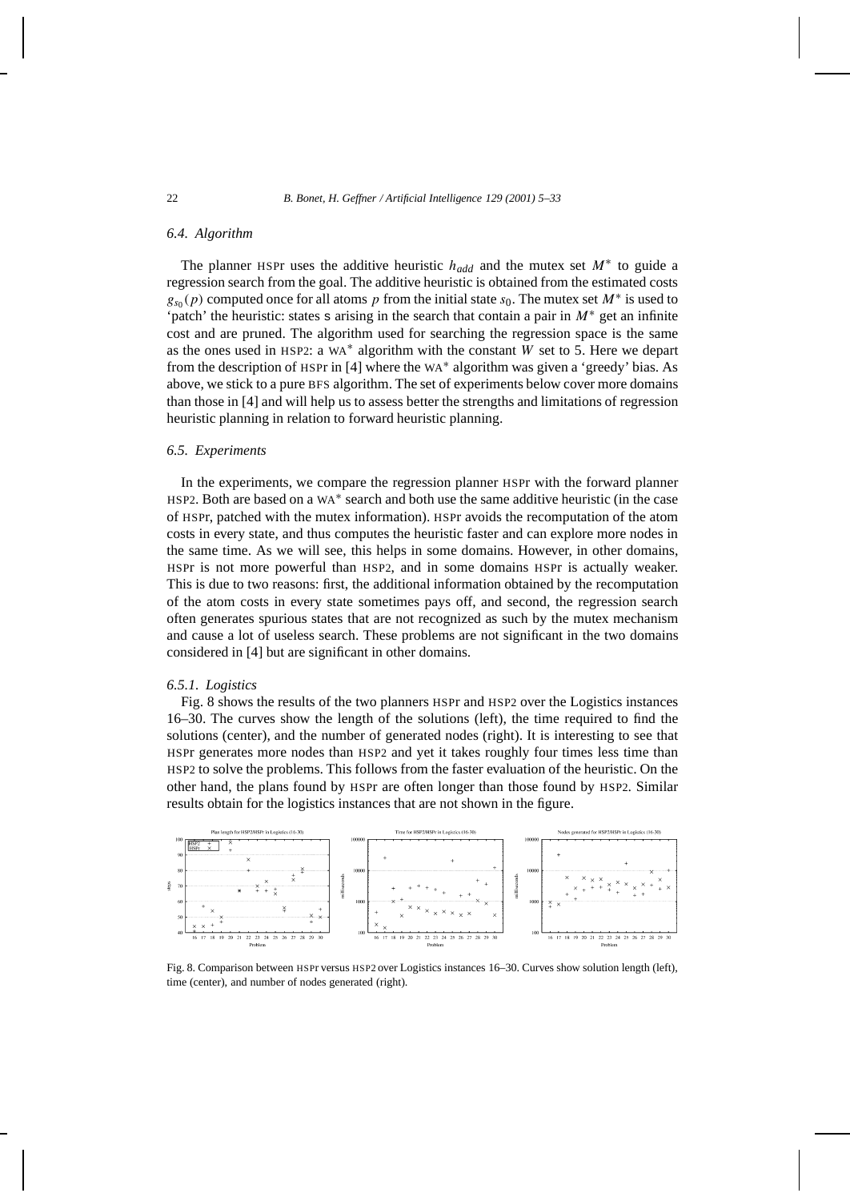### 6.4. Algorithm

The planner HSPr uses the additive heuristic $h_{add}$ and the mutex set $M^*$ to guide a regression search from the goal. The additive heuristic is obtained from the estimated costs $g_{s_0}(p)$ computed once for all atoms $p$ from the initial state $s_0$. The mutex set $M^*$ is used to 'patch' the heuristic: states s arising in the search that contain a pair in $M^*$ get an infinite cost and are pruned. The algorithm used for searching the regression space is the same as the ones used in HSP2: a WA* algorithm with the constant $W$ set to 5. Here we depart from the description of HSPr in [4] where the WA* algorithm was given a 'greedy' bias. As above, we stick to a pure BFS algorithm. The set of experiments below cover more domains than those in [4] and will help us to assess better the strengths and limitations of regression heuristic planning in relation to forward heuristic planning.

### 6.5. Experiments

In the experiments, we compare the regression planner HSPr with the forward planner HSP2. Both are based on a WA* search and both use the same additive heuristic (in the case of HSPr, patched with the mutex information). HSPr avoids the recomputation of the atom costs in every state, and thus computes the heuristic faster and can explore more nodes in the same time. As we will see, this helps in some domains. However, in other domains, HSPr is not more powerful than HSP2, and in some domains HSPr is actually weaker. This is due to two reasons: first, the additional information obtained by the recomputation of the atom costs in every state sometimes pays off, and second, the regression search often generates spurious states that are not recognized as such by the mutex mechanism and cause a lot of useless search. These problems are not significant in the two domains considered in [4] but are significant in other domains.

#### 6.5.1. Logistics

Fig. 8 shows the results of the two planners HSPr and HSP2 over the Logistics instances 16–30. The curves show the length of the solutions (left), the time required to find the solutions (center), and the number of generated nodes (right). It is interesting to see that HSPr generates more nodes than HSP2 and yet it takes roughly four times less time than HSP2 to solve the problems. This follows from the faster evaluation of the heuristic. On the other hand, the plans found by HSPr are often longer than those found by HSP2. Similar results obtain for the logistics instances that are not shown in the figure.

Fig. 8. Comparison between HSPr versus HSP2 over Logistics instances 16–30. Curves show solution length (left), time (center), and number of nodes generated (right).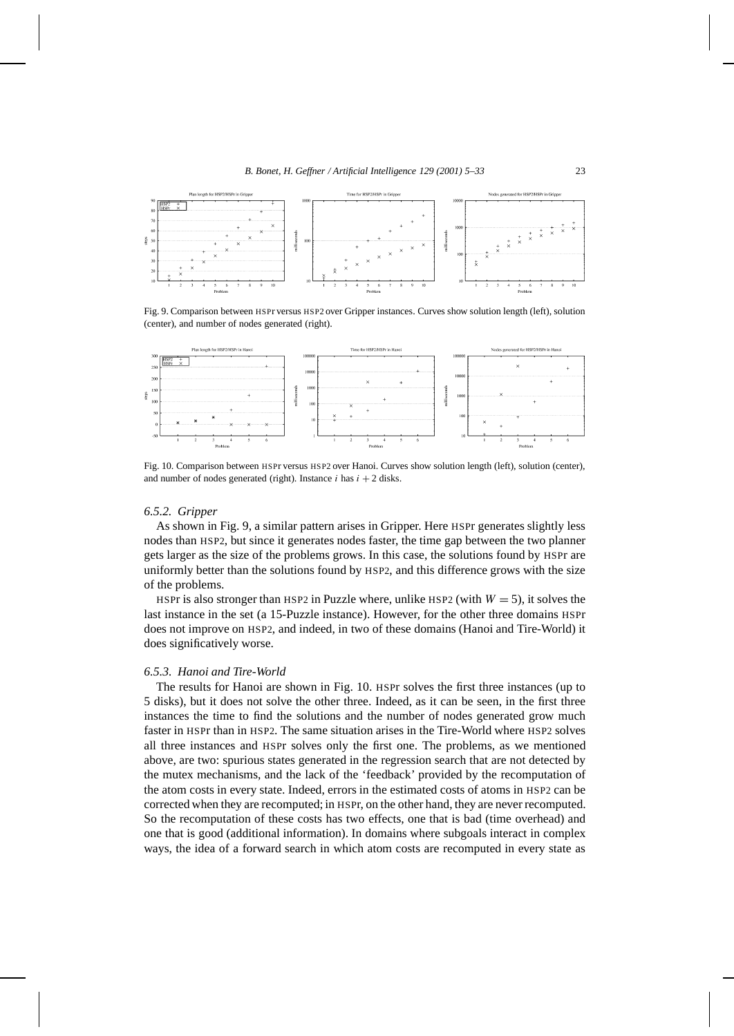Fig. 9. Comparison between HSPr versus HSP2 over Gripper instances. Curves show solution length (left), solution (center), and number of nodes generated (right).

Fig. 10. Comparison between HSPr versus HSP2 over Hanoi. Curves show solution length (left), solution (center), and number of nodes generated (right). Instance $i$ has $i + 2$ disks.

### 6.5.2. *Gripper*

As shown in Fig. 9, a similar pattern arises in Gripper. Here HSPr generates slightly less nodes than HSP2, but since it generates nodes faster, the time gap between the two planner gets larger as the size of the problems grows. In this case, the solutions found by HSPr are uniformly better than the solutions found by HSP2, and this difference grows with the size of the problems.

HSPr is also stronger than HSP2 in Puzzle where, unlike HSP2 (with $W = 5$), it solves the last instance in the set (a 15-Puzzle instance). However, for the other three domains HSPr does not improve on HSP2, and indeed, in two of these domains (Hanoi and Tire-World) it does significatively worse.

### 6.5.3. *Hanoi and Tire-World*

The results for Hanoi are shown in Fig. 10. HSPr solves the first three instances (up to 5 disks), but it does not solve the other three. Indeed, as it can be seen, in the first three instances the time to find the solutions and the number of nodes generated grow much faster in HSPr than in HSP2. The same situation arises in the Tire-World where HSP2 solves all three instances and HSPr solves only the first one. The problems, as we mentioned above, are two: spurious states generated in the regression search that are not detected by the mutex mechanisms, and the lack of the 'feedback' provided by the recomputation of the atom costs in every state. Indeed, errors in the estimated costs of atoms in HSP2 can be corrected when they are recomputed; in HSPr, on the other hand, they are never recomputed. So the recomputation of these costs has two effects, one that is bad (time overhead) and one that is good (additional information). In domains where subgoals interact in complex ways, the idea of a forward search in which atom costs are recomputed in every state as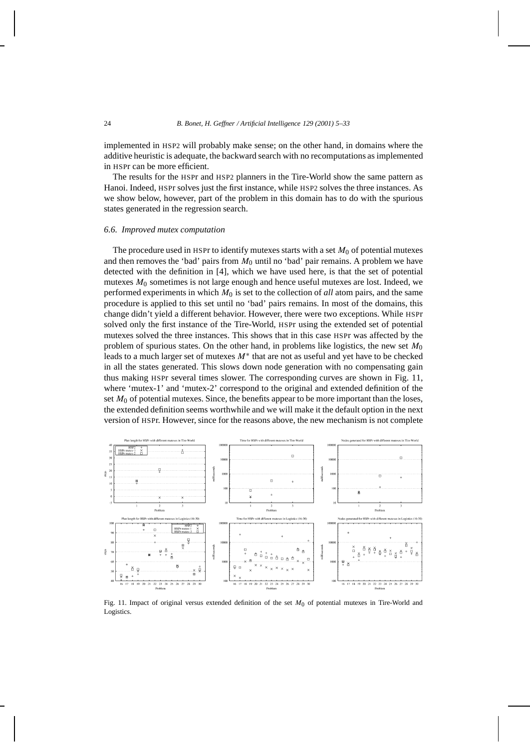implemented in HSP2 will probably make sense; on the other hand, in domains where the additive heuristic is adequate, the backward search with no recomputations as implemented in HSPr can be more efficient.

The results for the HSPr and HSP2 planners in the Tire-World show the same pattern as Hanoi. Indeed, HSPr solves just the first instance, while HSP2 solves the three instances. As we show below, however, part of the problem in this domain has to do with the spurious states generated in the regression search.

### 6.6. Improved mutex computation

The procedure used in HSPr to identify mutexes starts with a set $M_0$ of potential mutexes and then removes the 'bad' pairs from $M_0$ until no 'bad' pair remains. A problem we have detected with the definition in [4], which we have used here, is that the set of potential mutexes $M_0$ sometimes is not large enough and hence useful mutexes are lost. Indeed, we performed experiments in which $M_0$ is set to the collection of *all* atom pairs, and the same procedure is applied to this set until no 'bad' pairs remains. In most of the domains, this change didn't yield a different behavior. However, there were two exceptions. While HSPr solved only the first instance of the Tire-World, HSPr using the extended set of potential mutexes solved the three instances. This shows that in this case HSPr was affected by the problem of spurious states. On the other hand, in problems like logistics, the new set $M_0$ leads to a much larger set of mutexes $M^*$ that are not as useful and yet have to be checked in all the states generated. This slows down node generation with no compensating gain thus making HSPr several times slower. The corresponding curves are shown in Fig. 11, where 'mutex-1' and 'mutex-2' correspond to the original and extended definition of the set $M_0$ of potential mutexes. Since, the benefits appear to be more important than the loses, the extended definition seems worthwhile and we will make it the default option in the next version of HSPr. However, since for the reasons above, the new mechanism is not complete

Fig. 11. Impact of original versus extended definition of the set $M_0$ of potential mutexes in Tire-World and Logistics.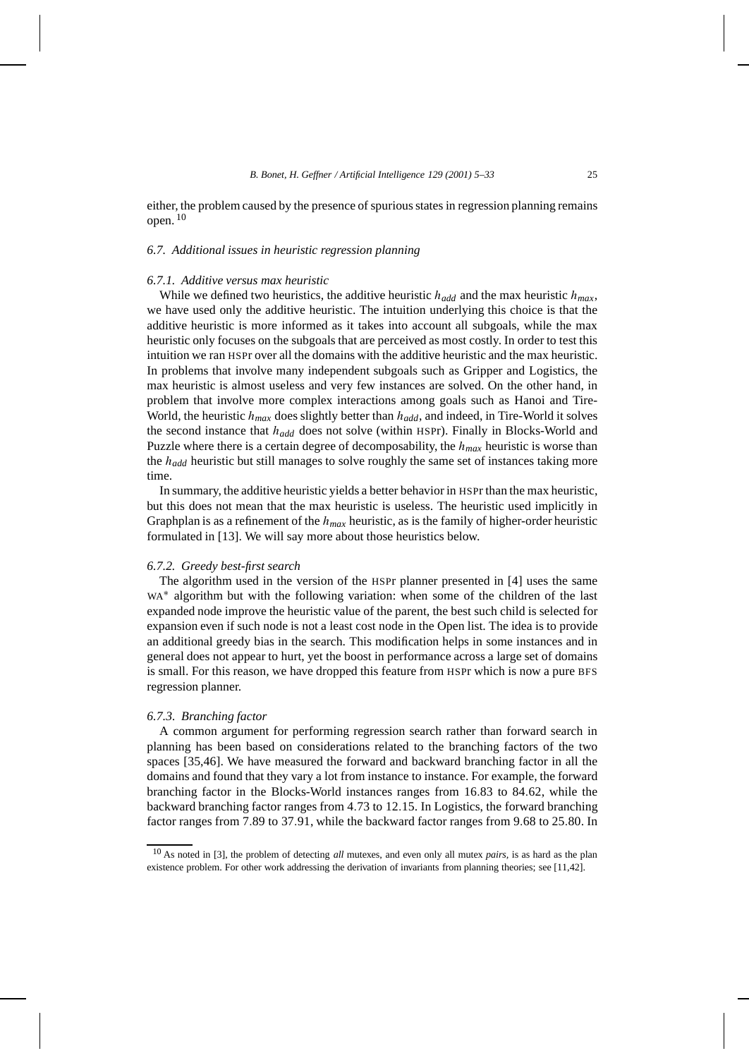either, the problem caused by the presence of spurious states in regression planning remains open. [10]

### 6.7. Additional issues in heuristic regression planning

#### 6.7.1. Additive versus max heuristic

While we defined two heuristics, the additive heuristic $h_{add}$ and the max heuristic $h_{max}$, we have used only the additive heuristic. The intuition underlying this choice is that the additive heuristic is more informed as it takes into account all subgoals, while the max heuristic only focuses on the subgoals that are perceived as most costly. In order to test this intuition we ran HSPr over all the domains with the additive heuristic and the max heuristic. In problems that involve many independent subgoals such as Gripper and Logistics, the max heuristic is almost useless and very few instances are solved. On the other hand, in problem that involve more complex interactions among goals such as Hanoi and Tire-World, the heuristic $h_{max}$ does slightly better than $h_{add}$, and indeed, in Tire-World it solves the second instance that $h_{add}$ does not solve (within HSPr). Finally in Blocks-World and Puzzle where there is a certain degree of decomposability, the $h_{max}$ heuristic is worse than the $h_{add}$ heuristic but still manages to solve roughly the same set of instances taking more time.

In summary, the additive heuristic yields a better behavior in HSPr than the max heuristic, but this does not mean that the max heuristic is useless. The heuristic used implicitly in Graphplan is as a refinement of the $h_{max}$ heuristic, as is the family of higher-order heuristic formulated in [13]. We will say more about those heuristics below.

#### 6.7.2. Greedy best-first search

The algorithm used in the version of the HSPr planner presented in [4] uses the same WA* algorithm but with the following variation: when some of the children of the last expanded node improve the heuristic value of the parent, the best such child is selected for expansion even if such node is not a least cost node in the Open list. The idea is to provide an additional greedy bias in the search. This modification helps in some instances and in general does not appear to hurt, yet the boost in performance across a large set of domains is small. For this reason, we have dropped this feature from HSPr which is now a pure BFS regression planner.

#### 6.7.3. Branching factor

A common argument for performing regression search rather than forward search in planning has been based on considerations related to the branching factors of the two spaces [35,46]. We have measured the forward and backward branching factor in all the domains and found that they vary a lot from instance to instance. For example, the forward branching factor in the Blocks-World instances ranges from 16.83 to 84.62, while the backward branching factor ranges from 4.73 to 12.15. In Logistics, the forward branching factor ranges from 7.89 to 37.91, while the backward factor ranges from 9.68 to 25.80. In

---

[10] As noted in [3], the problem of detecting *all* mutexes, and even only all mutex *pairs*, is as hard as the plan existence problem. For other work addressing the derivation of invariants from planning theories; see [11,42].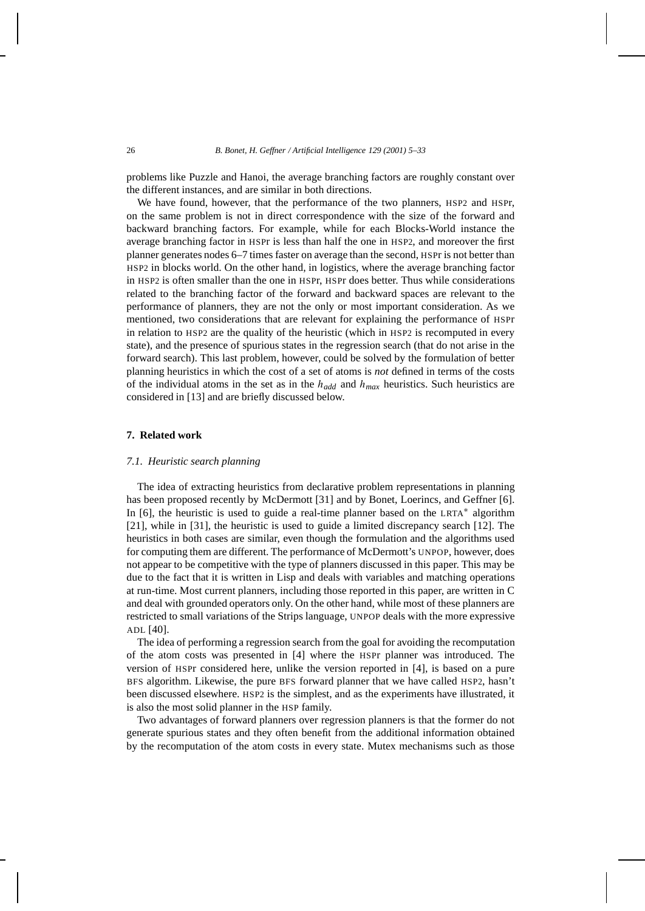problems like Puzzle and Hanoi, the average branching factors are roughly constant over the different instances, and are similar in both directions.

We have found, however, that the performance of the two planners, HSP2 and HSPr, on the same problem is not in direct correspondence with the size of the forward and backward branching factors. For example, while for each Blocks-World instance the average branching factor in HSPr is less than half the one in HSP2, and moreover the first planner generates nodes 6–7 times faster on average than the second, HSPr is not better than HSP2 in blocks world. On the other hand, in logistics, where the average branching factor in HSP2 is often smaller than the one in HSPr, HSPr does better. Thus while considerations related to the branching factor of the forward and backward spaces are relevant to the performance of planners, they are not the only or most important consideration. As we mentioned, two considerations that are relevant for explaining the performance of HSPr in relation to HSP2 are the quality of the heuristic (which in HSP2 is recomputed in every state), and the presence of spurious states in the regression search (that do not arise in the forward search). This last problem, however, could be solved by the formulation of better planning heuristics in which the cost of a set of atoms is *not* defined in terms of the costs of the individual atoms in the set as in the $h_{add}$ and $h_{max}$ heuristics. Such heuristics are considered in [13] and are briefly discussed below.

## 7. Related work

### 7.1. Heuristic search planning

The idea of extracting heuristics from declarative problem representations in planning has been proposed recently by McDermott [31] and by Bonet, Loerincs, and Geffner [6]. In [6], the heuristic is used to guide a real-time planner based on the LRTA* algorithm [21], while in [31], the heuristic is used to guide a limited discrepancy search [12]. The heuristics in both cases are similar, even though the formulation and the algorithms used for computing them are different. The performance of McDermott's UNPOP, however, does not appear to be competitive with the type of planners discussed in this paper. This may be due to the fact that it is written in Lisp and deals with variables and matching operations at run-time. Most current planners, including those reported in this paper, are written in C and deal with grounded operators only. On the other hand, while most of these planners are restricted to small variations of the Strips language, UNPOP deals with the more expressive ADL [40].

The idea of performing a regression search from the goal for avoiding the recomputation of the atom costs was presented in [4] where the HSPr planner was introduced. The version of HSPr considered here, unlike the version reported in [4], is based on a pure BFS algorithm. Likewise, the pure BFS forward planner that we have called HSP2, hasn't been discussed elsewhere. HSP2 is the simplest, and as the experiments have illustrated, it is also the most solid planner in the HSP family.

Two advantages of forward planners over regression planners is that the former do not generate spurious states and they often benefit from the additional information obtained by the recomputation of the atom costs in every state. Mutex mechanisms such as those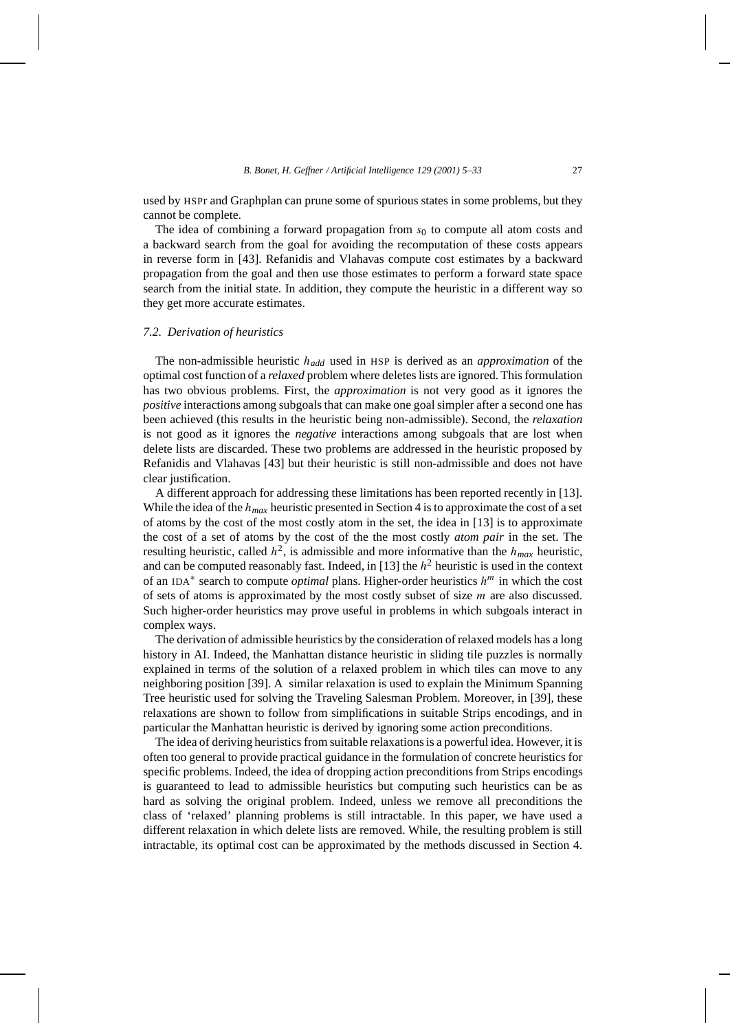used by HSPr and Graphplan can prune some of spurious states in some problems, but they cannot be complete.

The idea of combining a forward propagation from $s_0$ to compute all atom costs and a backward search from the goal for avoiding the recomputation of these costs appears in reverse form in [43]. Refanidis and Vlahavas compute cost estimates by a backward propagation from the goal and then use those estimates to perform a forward state space search from the initial state. In addition, they compute the heuristic in a different way so they get more accurate estimates.

### *7.2. Derivation of heuristics*

The non-admissible heuristic $h_{add}$ used in HSP is derived as an *approximation* of the optimal cost function of a *relaxed* problem where deletes lists are ignored. This formulation has two obvious problems. First, the *approximation* is not very good as it ignores the *positive* interactions among subgoals that can make one goal simpler after a second one has been achieved (this results in the heuristic being non-admissible). Second, the *relaxation* is not good as it ignores the *negative* interactions among subgoals that are lost when delete lists are discarded. These two problems are addressed in the heuristic proposed by Refanidis and Vlahavas [43] but their heuristic is still non-admissible and does not have clear justification.

A different approach for addressing these limitations has been reported recently in [13]. While the idea of the $h_{max}$ heuristic presented in Section 4 is to approximate the cost of a set of atoms by the cost of the most costly atom in the set, the idea in [13] is to approximate the cost of a set of atoms by the cost of the the most costly *atom pair* in the set. The resulting heuristic, called $h^2$, is admissible and more informative than the $h_{max}$ heuristic, and can be computed reasonably fast. Indeed, in [13] the $h^2$ heuristic is used in the context of an IDA* search to compute *optimal* plans. Higher-order heuristics $h^m$ in which the cost of sets of atoms is approximated by the most costly subset of size $m$ are also discussed. Such higher-order heuristics may prove useful in problems in which subgoals interact in complex ways.

The derivation of admissible heuristics by the consideration of relaxed models has a long history in AI. Indeed, the Manhattan distance heuristic in sliding tile puzzles is normally explained in terms of the solution of a relaxed problem in which tiles can move to any neighboring position [39]. A similar relaxation is used to explain the Minimum Spanning Tree heuristic used for solving the Traveling Salesman Problem. Moreover, in [39], these relaxations are shown to follow from simplifications in suitable Strips encodings, and in particular the Manhattan heuristic is derived by ignoring some action preconditions.

The idea of deriving heuristics from suitable relaxations is a powerful idea. However, it is often too general to provide practical guidance in the formulation of concrete heuristics for specific problems. Indeed, the idea of dropping action preconditions from Strips encodings is guaranteed to lead to admissible heuristics but computing such heuristics can be as hard as solving the original problem. Indeed, unless we remove all preconditions the class of 'relaxed' planning problems is still intractable. In this paper, we have used a different relaxation in which delete lists are removed. While, the resulting problem is still intractable, its optimal cost can be approximated by the methods discussed in Section 4.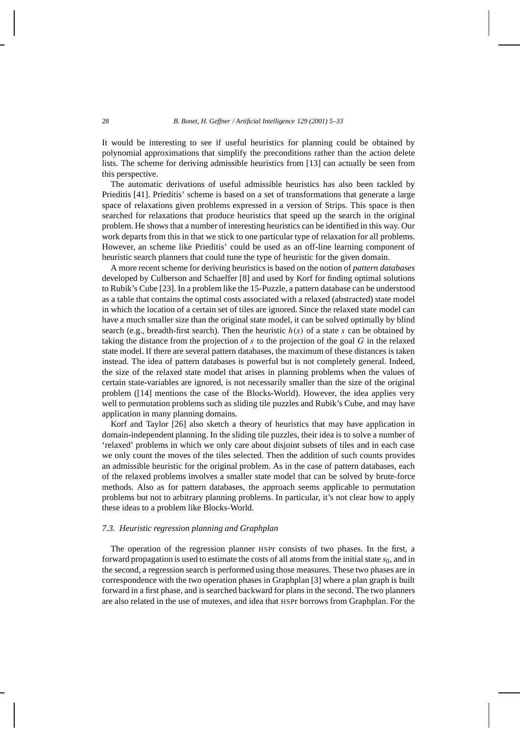It would be interesting to see if useful heuristics for planning could be obtained by polynomial approximations that simplify the preconditions rather than the action delete lists. The scheme for deriving admissible heuristics from [13] can actually be seen from this perspective.

The automatic derivations of useful admissible heuristics has also been tackled by Prieditis [41]. Prieditis' scheme is based on a set of transformations that generate a large space of relaxations given problems expressed in a version of Strips. This space is then searched for relaxations that produce heuristics that speed up the search in the original problem. He shows that a number of interesting heuristics can be identified in this way. Our work departs from this in that we stick to one particular type of relaxation for all problems. However, an scheme like Prieditis' could be used as an off-line learning component of heuristic search planners that could tune the type of heuristic for the given domain.

A more recent scheme for deriving heuristics is based on the notion of *pattern databases* developed by Culberson and Schaeffer [8] and used by Korf for finding optimal solutions to Rubik's Cube [23]. In a problem like the 15-Puzzle, a pattern database can be understood as a table that contains the optimal costs associated with a relaxed (abstracted) state model in which the location of a certain set of tiles are ignored. Since the relaxed state model can have a much smaller size than the original state model, it can be solved optimally by blind search (e.g., breadth-first search). Then the heuristic $h(s)$ of a state $s$ can be obtained by taking the distance from the projection of $s$ to the projection of the goal $G$ in the relaxed state model. If there are several pattern databases, the maximum of these distances is taken instead. The idea of pattern databases is powerful but is not completely general. Indeed, the size of the relaxed state model that arises in planning problems when the values of certain state-variables are ignored, is not necessarily smaller than the size of the original problem ([14] mentions the case of the Blocks-World). However, the idea applies very well to permutation problems such as sliding tile puzzles and Rubik's Cube, and may have application in many planning domains.

Korf and Taylor [26] also sketch a theory of heuristics that may have application in domain-independent planning. In the sliding tile puzzles, their idea is to solve a number of 'relaxed' problems in which we only care about disjoint subsets of tiles and in each case we only count the moves of the tiles selected. Then the addition of such counts provides an admissible heuristic for the original problem. As in the case of pattern databases, each of the relaxed problems involves a smaller state model that can be solved by brute-force methods. Also as for pattern databases, the approach seems applicable to permutation problems but not to arbitrary planning problems. In particular, it's not clear how to apply these ideas to a problem like Blocks-World.

### 7.3. Heuristic regression planning and Graphplan

The operation of the regression planner HSPr consists of two phases. In the first, a forward propagation is used to estimate the costs of all atoms from the initial state $s_0$, and in the second, a regression search is performed using those measures. These two phases are in correspondence with the two operation phases in Graphplan [3] where a plan graph is built forward in a first phase, and is searched backward for plans in the second. The two planners are also related in the use of mutexes, and idea that HSPr borrows from Graphplan. For the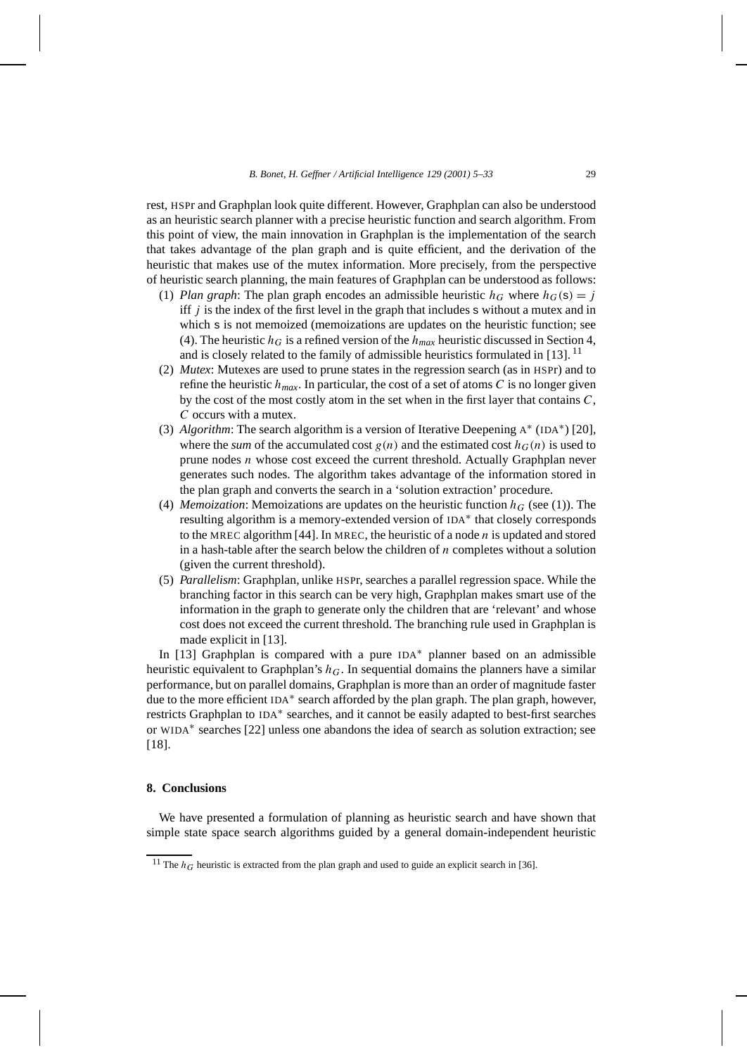rest, HSPr and Graphplan look quite different. However, Graphplan can also be understood as an heuristic search planner with a precise heuristic function and search algorithm. From this point of view, the main innovation in Graphplan is the implementation of the search that takes advantage of the plan graph and is quite efficient, and the derivation of the heuristic that makes use of the mutex information. More precisely, from the perspective of heuristic search planning, the main features of Graphplan can be understood as follows:

(1) *Plan graph*: The plan graph encodes an admissible heuristic $h_G$ where $h_G(\mathrm{s}) = j$ iff $j$ is the index of the first level in the graph that includes s without a mutex and in which s is not memoized (memoizations are updates on the heuristic function; see (4). The heuristic $h_G$ is a refined version of the $h_{max}$ heuristic discussed in Section 4, and is closely related to the family of admissible heuristics formulated in [13]. [11]

(2) *Mutex*: Mutexes are used to prune states in the regression search (as in HSPr) and to refine the heuristic $h_{max}$. In particular, the cost of a set of atoms $C$ is no longer given by the cost of the most costly atom in the set when in the first layer that contains $C$, $C$ occurs with a mutex.

(3) *Algorithm*: The search algorithm is a version of Iterative Deepening A* (IDA*) [20], where the *sum* of the accumulated cost $g(n)$ and the estimated cost $h_G(n)$ is used to prune nodes $n$ whose cost exceed the current threshold. Actually Graphplan never generates such nodes. The algorithm takes advantage of the information stored in the plan graph and converts the search in a 'solution extraction' procedure.

(4) *Memoization*: Memoizations are updates on the heuristic function $h_G$ (see (1)). The resulting algorithm is a memory-extended version of IDA* that closely corresponds to the MREC algorithm [44]. In MREC, the heuristic of a node $n$ is updated and stored in a hash-table after the search below the children of $n$ completes without a solution (given the current threshold).

(5) *Parallelism*: Graphplan, unlike HSPr, searches a parallel regression space. While the branching factor in this search can be very high, Graphplan makes smart use of the information in the graph to generate only the children that are 'relevant' and whose cost does not exceed the current threshold. The branching rule used in Graphplan is made explicit in [13].

In [13] Graphplan is compared with a pure IDA* planner based on an admissible heuristic equivalent to Graphplan's $h_G$. In sequential domains the planners have a similar performance, but on parallel domains, Graphplan is more than an order of magnitude faster due to the more efficient IDA* search afforded by the plan graph. The plan graph, however, restricts Graphplan to IDA* searches, and it cannot be easily adapted to best-first searches or WIDA* searches [22] unless one abandons the idea of search as solution extraction; see [18].

## 8. Conclusions

We have presented a formulation of planning as heuristic search and have shown that simple state space search algorithms guided by a general domain-independent heuristic

[11] The $h_G$ heuristic is extracted from the plan graph and used to guide an explicit search in [36].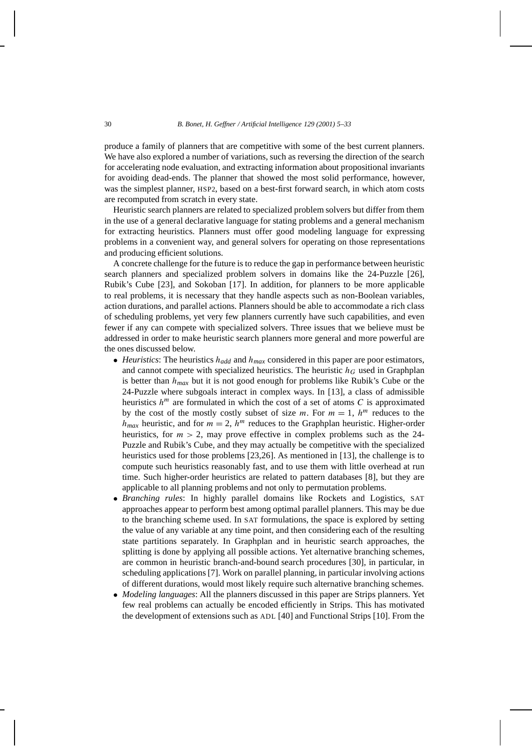produce a family of planners that are competitive with some of the best current planners. We have also explored a number of variations, such as reversing the direction of the search for accelerating node evaluation, and extracting information about propositional invariants for avoiding dead-ends. The planner that showed the most solid performance, however, was the simplest planner, HSP2, based on a best-first forward search, in which atom costs are recomputed from scratch in every state.

Heuristic search planners are related to specialized problem solvers but differ from them in the use of a general declarative language for stating problems and a general mechanism for extracting heuristics. Planners must offer good modeling language for expressing problems in a convenient way, and general solvers for operating on those representations and producing efficient solutions.

A concrete challenge for the future is to reduce the gap in performance between heuristic search planners and specialized problem solvers in domains like the 24-Puzzle [26], Rubik's Cube [23], and Sokoban [17]. In addition, for planners to be more applicable to real problems, it is necessary that they handle aspects such as non-Boolean variables, action durations, and parallel actions. Planners should be able to accommodate a rich class of scheduling problems, yet very few planners currently have such capabilities, and even fewer if any can compete with specialized solvers. Three issues that we believe must be addressed in order to make heuristic search planners more general and more powerful are the ones discussed below.

- *Heuristics*: The heuristics $h_{add}$ and $h_{max}$ considered in this paper are poor estimators, and cannot compete with specialized heuristics. The heuristic $h_G$ used in Graphplan is better than $h_{max}$ but it is not good enough for problems like Rubik's Cube or the 24-Puzzle where subgoals interact in complex ways. In [13], a class of admissible heuristics $h^m$ are formulated in which the cost of a set of atoms $C$ is approximated by the cost of the mostly costly subset of size $m$. For $m = 1$, $h^m$ reduces to the $h_{max}$ heuristic, and for $m = 2$, $h^m$ reduces to the Graphplan heuristic. Higher-order heuristics, for $m > 2$, may prove effective in complex problems such as the 24-Puzzle and Rubik's Cube, and they may actually be competitive with the specialized heuristics used for those problems [23,26]. As mentioned in [13], the challenge is to compute such heuristics reasonably fast, and to use them with little overhead at run time. Such higher-order heuristics are related to pattern databases [8], but they are applicable to all planning problems and not only to permutation problems.
- *Branching rules*: In highly parallel domains like Rockets and Logistics, SAT approaches appear to perform best among optimal parallel planners. This may be due to the branching scheme used. In SAT formulations, the space is explored by setting the value of any variable at any time point, and then considering each of the resulting state partitions separately. In Graphplan and in heuristic search approaches, the splitting is done by applying all possible actions. Yet alternative branching schemes, are common in heuristic branch-and-bound search procedures [30], in particular, in scheduling applications [7]. Work on parallel planning, in particular involving actions of different durations, would most likely require such alternative branching schemes.
- *Modeling languages*: All the planners discussed in this paper are Strips planners. Yet few real problems can actually be encoded efficiently in Strips. This has motivated the development of extensions such as ADL [40] and Functional Strips [10]. From the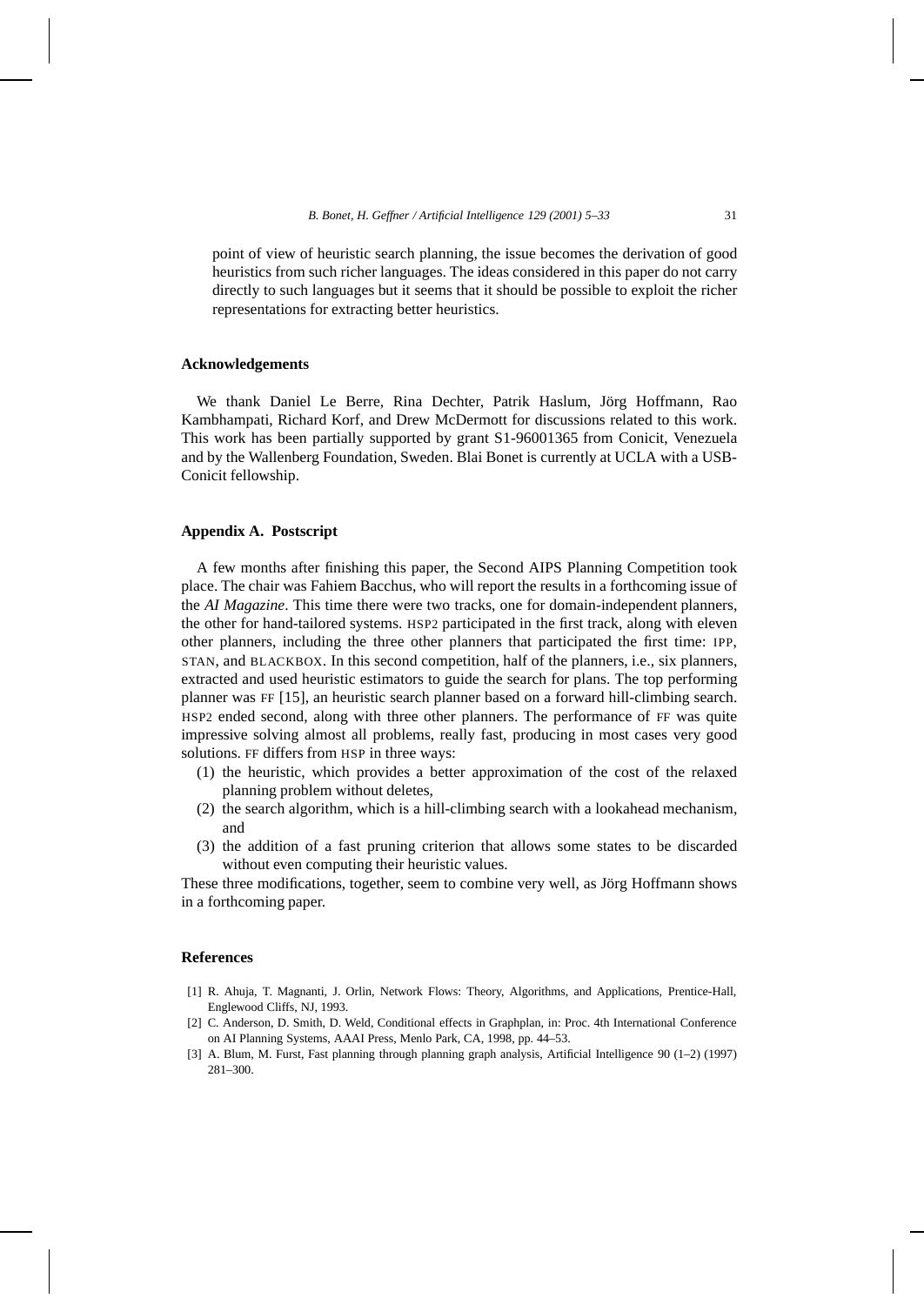point of view of heuristic search planning, the issue becomes the derivation of good heuristics from such richer languages. The ideas considered in this paper do not carry directly to such languages but it seems that it should be possible to exploit the richer representations for extracting better heuristics.

## Acknowledgements

We thank Daniel Le Berre, Rina Dechter, Patrik Haslum, Jörg Hoffmann, Rao Kambhampati, Richard Korf, and Drew McDermott for discussions related to this work. This work has been partially supported by grant S1-96001365 from Conicit, Venezuela and by the Wallenberg Foundation, Sweden. Blai Bonet is currently at UCLA with a USB-Conicit fellowship.

## Appendix A. Postscript

A few months after finishing this paper, the Second AIPS Planning Competition took place. The chair was Fahiem Bacchus, who will report the results in a forthcoming issue of the *AI Magazine*. This time there were two tracks, one for domain-independent planners, the other for hand-tailored systems. HSP2 participated in the first track, along with eleven other planners, including the three other planners that participated the first time: IPP, STAN, and BLACKBOX. In this second competition, half of the planners, i.e., six planners, extracted and used heuristic estimators to guide the search for plans. The top performing planner was FF [15], an heuristic search planner based on a forward hill-climbing search. HSP2 ended second, along with three other planners. The performance of FF was quite impressive solving almost all problems, really fast, producing in most cases very good solutions. FF differs from HSP in three ways:

(1) the heuristic, which provides a better approximation of the cost of the relaxed planning problem without deletes,
(2) the search algorithm, which is a hill-climbing search with a lookahead mechanism, and
(3) the addition of a fast pruning criterion that allows some states to be discarded without even computing their heuristic values.

These three modifications, together, seem to combine very well, as Jörg Hoffmann shows in a forthcoming paper.

## References

[1] R. Ahuja, T. Magnanti, J. Orlin, Network Flows: Theory, Algorithms, and Applications, Prentice-Hall, Englewood Cliffs, NJ, 1993.

[2] C. Anderson, D. Smith, D. Weld, Conditional effects in Graphplan, in: Proc. 4th International Conference on AI Planning Systems, AAAI Press, Menlo Park, CA, 1998, pp. 44–53.

[3] A. Blum, M. Furst, Fast planning through planning graph analysis, Artificial Intelligence 90 (1–2) (1997) 281–300.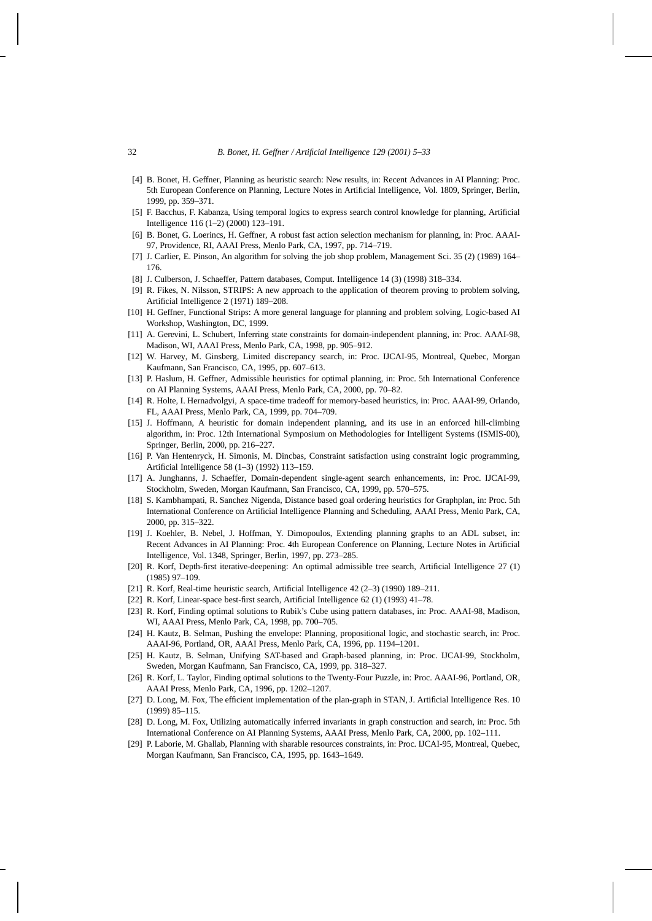[4] B. Bonet, H. Geffner, Planning as heuristic search: New results, in: Recent Advances in AI Planning: Proc. 5th European Conference on Planning, Lecture Notes in Artificial Intelligence, Vol. 1809, Springer, Berlin, 1999, pp. 359–371.

[5] F. Bacchus, F. Kabanza, Using temporal logics to express search control knowledge for planning, Artificial Intelligence 116 (1–2) (2000) 123–191.

[6] B. Bonet, G. Loerincs, H. Geffner, A robust fast action selection mechanism for planning, in: Proc. AAAI-97, Providence, RI, AAAI Press, Menlo Park, CA, 1997, pp. 714–719.

[7] J. Carlier, E. Pinson, An algorithm for solving the job shop problem, Management Sci. 35 (2) (1989) 164–176.

[8] J. Culberson, J. Schaeffer, Pattern databases, Comput. Intelligence 14 (3) (1998) 318–334.

[9] R. Fikes, N. Nilsson, STRIPS: A new approach to the application of theorem proving to problem solving, Artificial Intelligence 2 (1971) 189–208.

[10] H. Geffner, Functional Strips: A more general language for planning and problem solving, Logic-based AI Workshop, Washington, DC, 1999.

[11] A. Gerevini, L. Schubert, Inferring state constraints for domain-independent planning, in: Proc. AAAI-98, Madison, WI, AAAI Press, Menlo Park, CA, 1998, pp. 905–912.

[12] W. Harvey, M. Ginsberg, Limited discrepancy search, in: Proc. IJCAI-95, Montreal, Quebec, Morgan Kaufmann, San Francisco, CA, 1995, pp. 607–613.

[13] P. Haslum, H. Geffner, Admissible heuristics for optimal planning, in: Proc. 5th International Conference on AI Planning Systems, AAAI Press, Menlo Park, CA, 2000, pp. 70–82.

[14] R. Holte, I. Hernadvolgyi, A space-time tradeoff for memory-based heuristics, in: Proc. AAAI-99, Orlando, FL, AAAI Press, Menlo Park, CA, 1999, pp. 704–709.

[15] J. Hoffmann, A heuristic for domain independent planning, and its use in an enforced hill-climbing algorithm, in: Proc. 12th International Symposium on Methodologies for Intelligent Systems (ISMIS-00), Springer, Berlin, 2000, pp. 216–227.

[16] P. Van Hentenryck, H. Simonis, M. Dincbas, Constraint satisfaction using constraint logic programming, Artificial Intelligence 58 (1–3) (1992) 113–159.

[17] A. Junghanns, J. Schaeffer, Domain-dependent single-agent search enhancements, in: Proc. IJCAI-99, Stockholm, Sweden, Morgan Kaufmann, San Francisco, CA, 1999, pp. 570–575.

[18] S. Kambhampati, R. Sanchez Nigenda, Distance based goal ordering heuristics for Graphplan, in: Proc. 5th International Conference on Artificial Intelligence Planning and Scheduling, AAAI Press, Menlo Park, CA, 2000, pp. 315–322.

[19] J. Koehler, B. Nebel, J. Hoffman, Y. Dimopoulos, Extending planning graphs to an ADL subset, in: Recent Advances in AI Planning: Proc. 4th European Conference on Planning, Lecture Notes in Artificial Intelligence, Vol. 1348, Springer, Berlin, 1997, pp. 273–285.

[20] R. Korf, Depth-first iterative-deepening: An optimal admissible tree search, Artificial Intelligence 27 (1) (1985) 97–109.

[21] R. Korf, Real-time heuristic search, Artificial Intelligence 42 (2–3) (1990) 189–211.

[22] R. Korf, Linear-space best-first search, Artificial Intelligence 62 (1) (1993) 41–78.

[23] R. Korf, Finding optimal solutions to Rubik's Cube using pattern databases, in: Proc. AAAI-98, Madison, WI, AAAI Press, Menlo Park, CA, 1998, pp. 700–705.

[24] H. Kautz, B. Selman, Pushing the envelope: Planning, propositional logic, and stochastic search, in: Proc. AAAI-96, Portland, OR, AAAI Press, Menlo Park, CA, 1996, pp. 1194–1201.

[25] H. Kautz, B. Selman, Unifying SAT-based and Graph-based planning, in: Proc. IJCAI-99, Stockholm, Sweden, Morgan Kaufmann, San Francisco, CA, 1999, pp. 318–327.

[26] R. Korf, L. Taylor, Finding optimal solutions to the Twenty-Four Puzzle, in: Proc. AAAI-96, Portland, OR, AAAI Press, Menlo Park, CA, 1996, pp. 1202–1207.

[27] D. Long, M. Fox, The efficient implementation of the plan-graph in STAN, J. Artificial Intelligence Res. 10 (1999) 85–115.

[28] D. Long, M. Fox, Utilizing automatically inferred invariants in graph construction and search, in: Proc. 5th International Conference on AI Planning Systems, AAAI Press, Menlo Park, CA, 2000, pp. 102–111.

[29] P. Laborie, M. Ghallab, Planning with sharable resources constraints, in: Proc. IJCAI-95, Montreal, Quebec, Morgan Kaufmann, San Francisco, CA, 1995, pp. 1643–1649.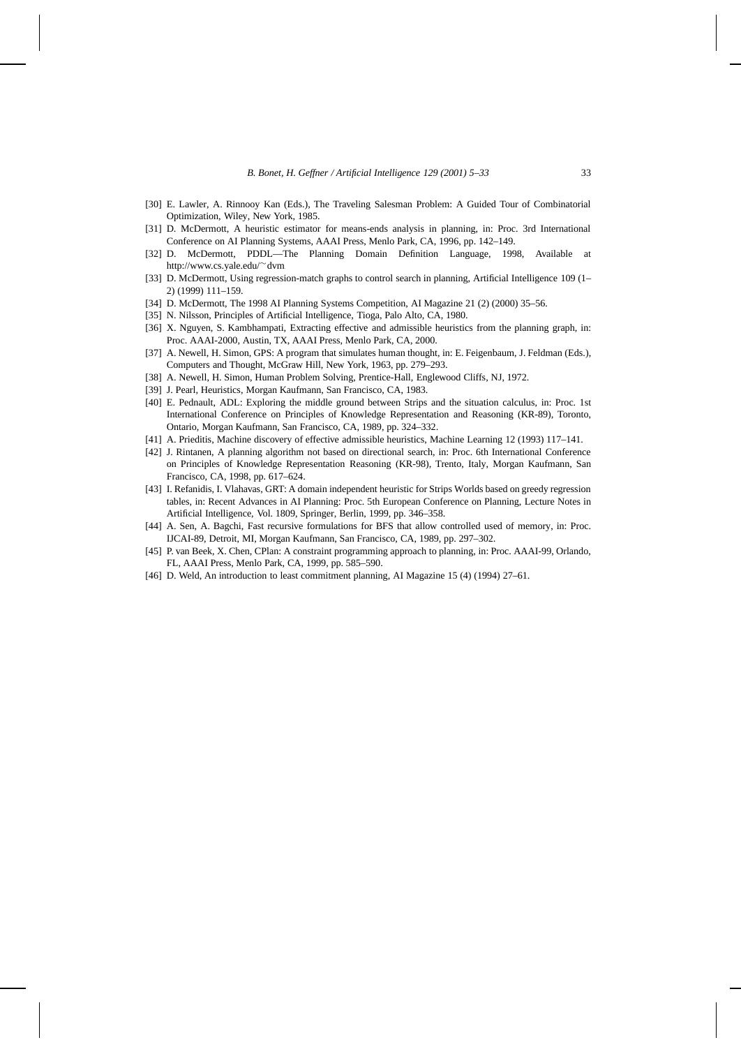[30] E. Lawler, A. Rinnooy Kan (Eds.), The Traveling Salesman Problem: A Guided Tour of Combinatorial Optimization, Wiley, New York, 1985.

[31] D. McDermott, A heuristic estimator for means-ends analysis in planning, in: Proc. 3rd International Conference on AI Planning Systems, AAAI Press, Menlo Park, CA, 1996, pp. 142–149.

[32] D. McDermott, PDDL—The Planning Domain Definition Language, 1998, Available at http://www.cs.yale.edu/~dvm.

[33] D. McDermott, Using regression-match graphs to control search in planning, Artificial Intelligence 109 (1–2) (1999) 111–159.

[34] D. McDermott, The 1998 AI Planning Systems Competition, AI Magazine 21 (2) (2000) 35–56.

[35] N. Nilsson, Principles of Artificial Intelligence, Tioga, Palo Alto, CA, 1980.

[36] X. Nguyen, S. Kambhampati, Extracting effective and admissible heuristics from the planning graph, in: Proc. AAAI-2000, Austin, TX, AAAI Press, Menlo Park, CA, 2000.

[37] A. Newell, H. Simon, GPS: A program that simulates human thought, in: E. Feigenbaum, J. Feldman (Eds.), Computers and Thought, McGraw Hill, New York, 1963, pp. 279–293.

[38] A. Newell, H. Simon, Human Problem Solving, Prentice-Hall, Englewood Cliffs, NJ, 1972.

[39] J. Pearl, Heuristics, Morgan Kaufmann, San Francisco, CA, 1983.

[40] E. Pednault, ADL: Exploring the middle ground between Strips and the situation calculus, in: Proc. 1st International Conference on Principles of Knowledge Representation and Reasoning (KR-89), Toronto, Ontario, Morgan Kaufmann, San Francisco, CA, 1989, pp. 324–332.

[41] A. Prieditis, Machine discovery of effective admissible heuristics, Machine Learning 12 (1993) 117–141.

[42] J. Rintanen, A planning algorithm not based on directional search, in: Proc. 6th International Conference on Principles of Knowledge Representation Reasoning (KR-98), Trento, Italy, Morgan Kaufmann, San Francisco, CA, 1998, pp. 617–624.

[43] I. Refanidis, I. Vlahavas, GRT: A domain independent heuristic for Strips Worlds based on greedy regression tables, in: Recent Advances in AI Planning: Proc. 5th European Conference on Planning, Lecture Notes in Artificial Intelligence, Vol. 1809, Springer, Berlin, 1999, pp. 346–358.

[44] A. Sen, A. Bagchi, Fast recursive formulations for BFS that allow controlled used of memory, in: Proc. IJCAI-89, Detroit, MI, Morgan Kaufmann, San Francisco, CA, 1989, pp. 297–302.

[45] P. van Beek, X. Chen, CPlan: A constraint programming approach to planning, in: Proc. AAAI-99, Orlando, FL, AAAI Press, Menlo Park, CA, 1999, pp. 585–590.

[46] D. Weld, An introduction to least commitment planning, AI Magazine 15 (4) (1994) 27–61.